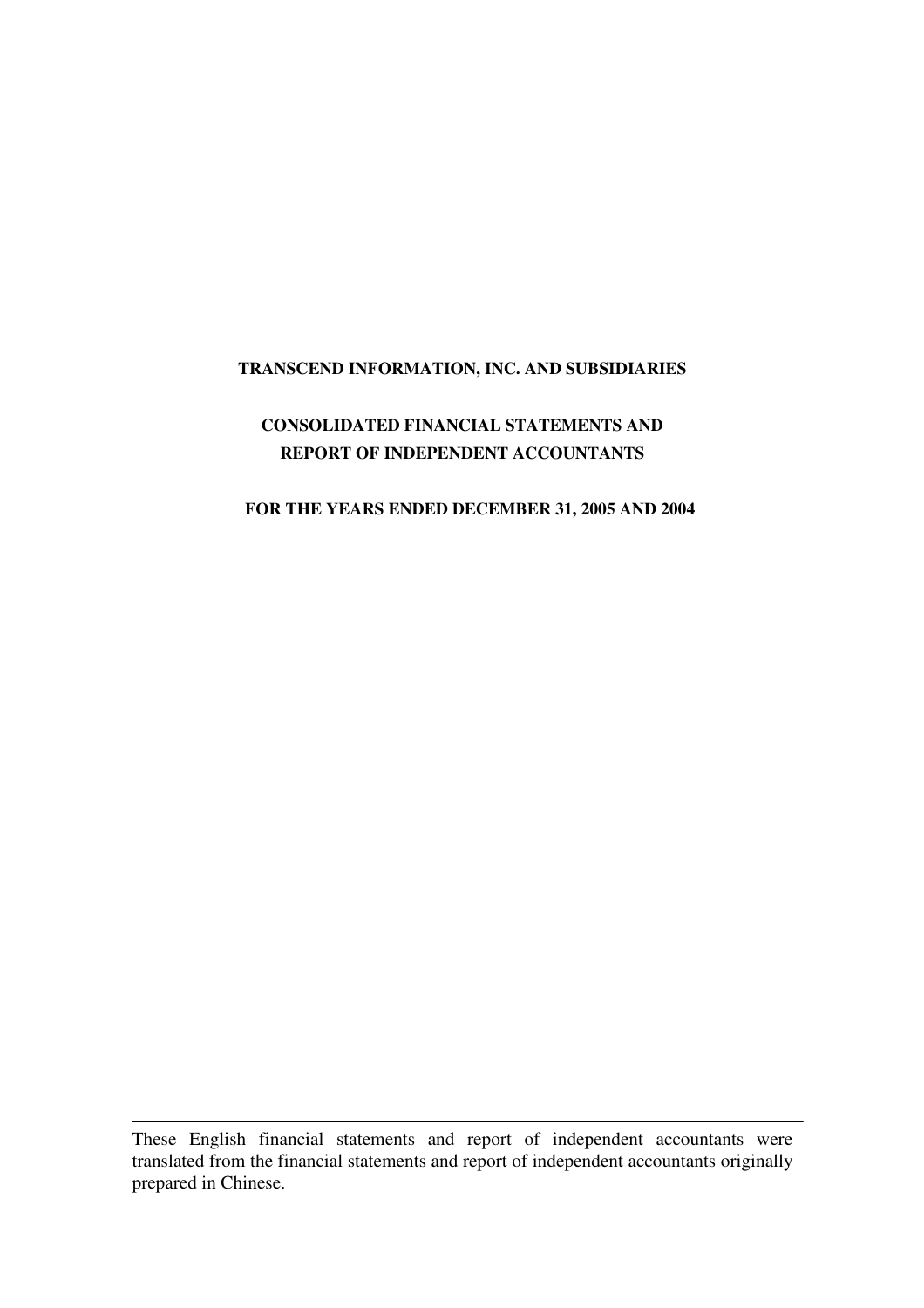# TRANSCEND INFORMATION, INC. AND SUBSIDIARIES

## CONSOLIDATED FINANCIAL STATEMENTS AND REPORT OF INDEPENDENT ACCOUNTANTS

## FOR THE YEARS ENDED DECEMBER 31, 2005 AND 2004

---

These English financial statements and report of independent accountants were translated from the financial statements and report of independent accountants originally prepared in Chinese.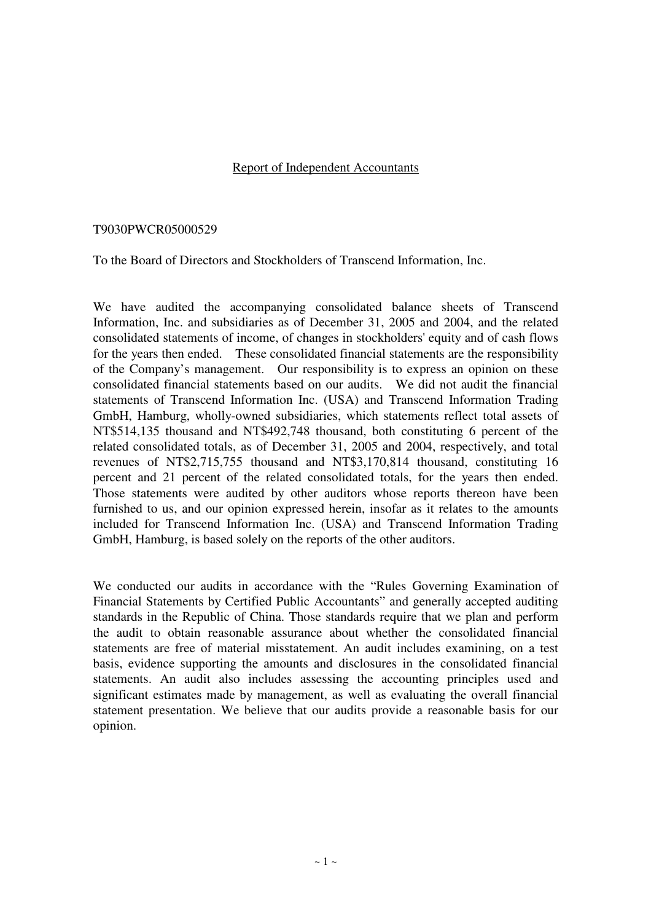## Report of Independent Accountants

T9030PWCR05000529

To the Board of Directors and Stockholders of Transcend Information, Inc.

We have audited the accompanying consolidated balance sheets of Transcend Information, Inc. and subsidiaries as of December 31, 2005 and 2004, and the related consolidated statements of income, of changes in stockholders' equity and of cash flows for the years then ended. These consolidated financial statements are the responsibility of the Company's management. Our responsibility is to express an opinion on these consolidated financial statements based on our audits. We did not audit the financial statements of Transcend Information Inc. (USA) and Transcend Information Trading GmbH, Hamburg, wholly-owned subsidiaries, which statements reflect total assets of NT$514,135 thousand and NT$492,748 thousand, both constituting 6 percent of the related consolidated totals, as of December 31, 2005 and 2004, respectively, and total revenues of NT$2,715,755 thousand and NT$3,170,814 thousand, constituting 16 percent and 21 percent of the related consolidated totals, for the years then ended. Those statements were audited by other auditors whose reports thereon have been furnished to us, and our opinion expressed herein, insofar as it relates to the amounts included for Transcend Information Inc. (USA) and Transcend Information Trading GmbH, Hamburg, is based solely on the reports of the other auditors.

We conducted our audits in accordance with the "Rules Governing Examination of Financial Statements by Certified Public Accountants" and generally accepted auditing standards in the Republic of China. Those standards require that we plan and perform the audit to obtain reasonable assurance about whether the consolidated financial statements are free of material misstatement. An audit includes examining, on a test basis, evidence supporting the amounts and disclosures in the consolidated financial statements. An audit also includes assessing the accounting principles used and significant estimates made by management, as well as evaluating the overall financial statement presentation. We believe that our audits provide a reasonable basis for our opinion.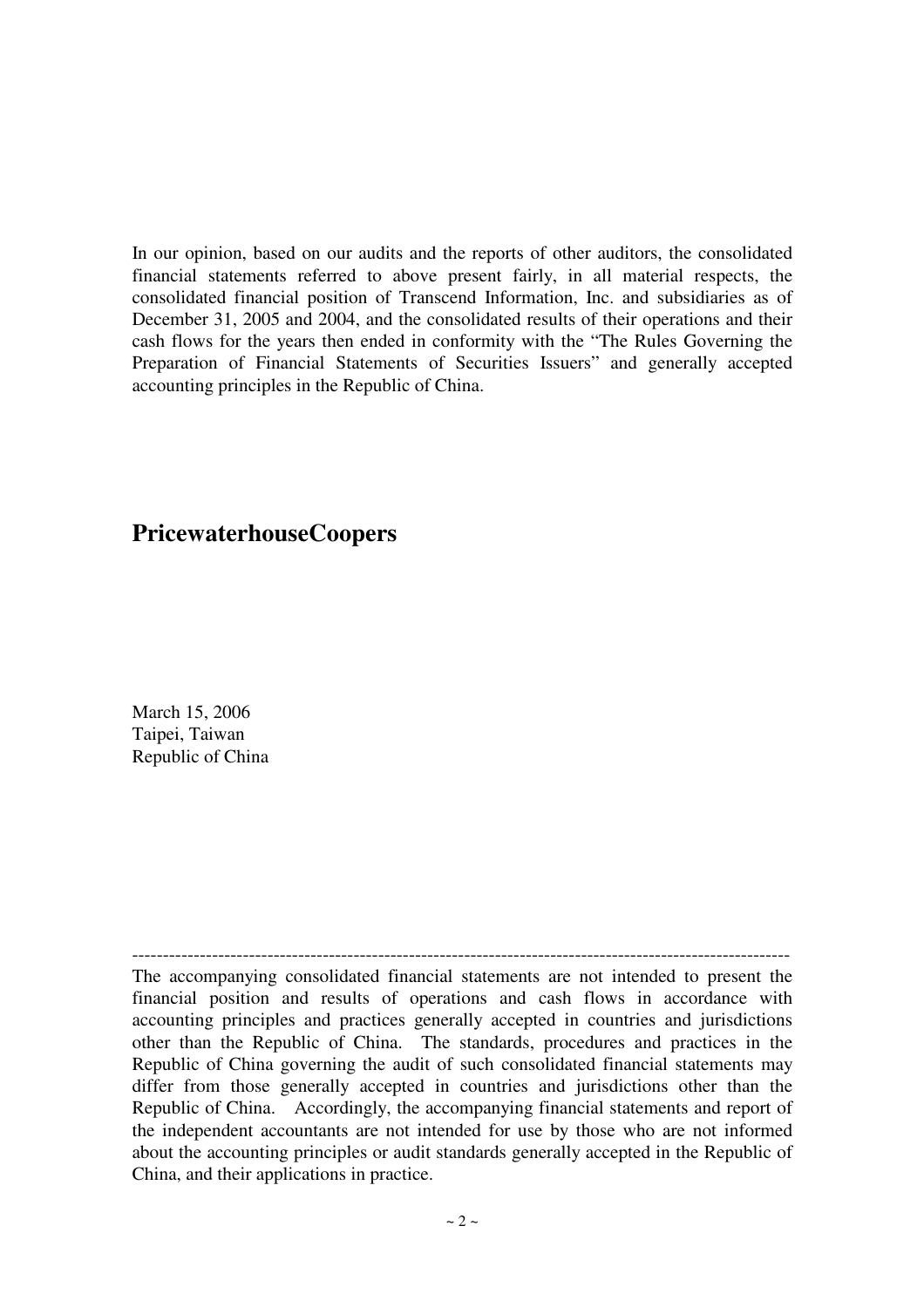In our opinion, based on our audits and the reports of other auditors, the consolidated financial statements referred to above present fairly, in all material respects, the consolidated financial position of Transcend Information, Inc. and subsidiaries as of December 31, 2005 and 2004, and the consolidated results of their operations and their cash flows for the years then ended in conformity with the "The Rules Governing the Preparation of Financial Statements of Securities Issuers" and generally accepted accounting principles in the Republic of China.

**PricewaterhouseCoopers**

March 15, 2006
Taipei, Taiwan
Republic of China

---

The accompanying consolidated financial statements are not intended to present the financial position and results of operations and cash flows in accordance with accounting principles and practices generally accepted in countries and jurisdictions other than the Republic of China. The standards, procedures and practices in the Republic of China governing the audit of such consolidated financial statements may differ from those generally accepted in countries and jurisdictions other than the Republic of China. Accordingly, the accompanying financial statements and report of the independent accountants are not intended for use by those who are not informed about the accounting principles or audit standards generally accepted in the Republic of China, and their applications in practice.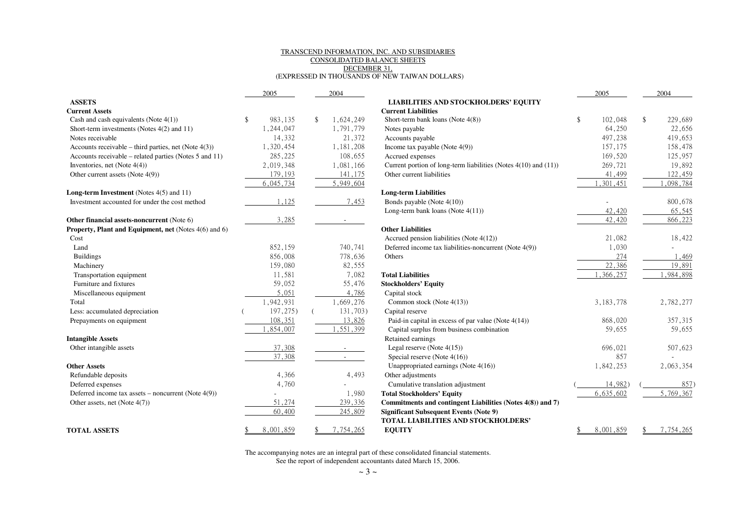TRANSCEND INFORMATION, INC. AND SUBSIDIARIES
CONSOLIDATED BALANCE SHEETS
DECEMBER 31,
(EXPRESSED IN THOUSANDS OF NEW TAIWAN DOLLARS)

| | 2005 | 2004 |
|---|---|---|
| **ASSETS** | | |
| **Current Assets** | | |
| Cash and cash equivalents (Note 4(1)) | $ 983,135 | $ 1,624,249 |
| Short-term investments (Notes 4(2) and 11) | 1,244,047 | 1,791,779 |
| Notes receivable | 14,332 | 21,372 |
| Accounts receivable – third parties, net (Note 4(3)) | 1,320,454 | 1,181,208 |
| Accounts receivable – related parties (Notes 5 and 11) | 285,225 | 108,655 |
| Inventories, net (Note 4(4)) | 2,019,348 | 1,081,166 |
| Other current assets (Note 4(9)) | 179,193 | 141,175 |
| | 6,045,734 | 5,949,604 |
| **Long-term Investment** (Notes 4(5) and 11) | | |
| Investment accounted for under the cost method | 1,125 | 7,453 |
| **Other financial assets-noncurrent** (Note 6) | 3,285 | - |
| **Property, Plant and Equipment, net** (Notes 4(6) and 6) | | |
| Cost | | |
| Land | 852,159 | 740,741 |
| Buildings | 856,008 | 778,636 |
| Machinery | 159,080 | 82,555 |
| Transportation equipment | 11,581 | 7,082 |
| Furniture and fixtures | 59,052 | 55,476 |
| Miscellaneous equipment | 5,051 | 4,786 |
| Total | 1,942,931 | 1,669,276 |
| Less: accumulated depreciation | ( 197,275) | ( 131,703) |
| Prepayments on equipment | 108,351 | 13,826 |
| | 1,854,007 | 1,551,399 |
| **Intangible Assets** | | |
| Other intangible assets | 37,308 | - |
| | 37,308 | - |
| **Other Assets** | | |
| Refundable deposits | 4,366 | 4,493 |
| Deferred expenses | 4,760 | - |
| Deferred income tax assets – noncurrent (Note 4(9)) | - | 1,980 |
| Other assets, net (Note 4(7)) | 51,274 | 239,336 |
| | 60,400 | 245,809 |
| **TOTAL ASSETS** | $ 8,001,859 | $ 7,754,265 |

| | 2005 | 2004 |
|---|---|---|
| **LIABILITIES AND STOCKHOLDERS' EQUITY** | | |
| **Current Liabilities** | | |
| Short-term bank loans (Note 4(8)) | $ 102,048 | $ 229,689 |
| Notes payable | 64,250 | 22,656 |
| Accounts payable | 497,238 | 419,653 |
| Income tax payable (Note 4(9)) | 157,175 | 158,478 |
| Accrued expenses | 169,520 | 125,957 |
| Current portion of long-term liabilities (Notes 4(10) and (11)) | 269,721 | 19,892 |
| Other current liabilities | 41,499 | 122,459 |
| | 1,301,451 | 1,098,784 |
| **Long-term Liabilities** | | |
| Bonds payable (Note 4(10)) | - | 800,678 |
| Long-term bank loans (Note 4(11)) | 42,420 | 65,545 |
| | 42,420 | 866,223 |
| **Other Liabilities** | | |
| Accrued pension liabilities (Note 4(12)) | 21,082 | 18,422 |
| Deferred income tax liabilities-noncurrent (Note 4(9)) | 1,030 | - |
| Others | 274 | 1,469 |
| | 22,386 | 19,891 |
| **Total Liabilities** | 1,366,257 | 1,984,898 |
| **Stockholders' Equity** | | |
| Capital stock | | |
| Common stock (Note 4(13)) | 3,183,778 | 2,782,277 |
| Capital reserve | | |
| Paid-in capital in excess of par value (Note 4(14)) | 868,020 | 357,315 |
| Capital surplus from business combination | 59,655 | 59,655 |
| Retained earnings | | |
| Legal reserve (Note 4(15)) | 696,021 | 507,623 |
| Special reserve (Note 4(16)) | 857 | - |
| Unappropriated earnings (Note 4(16)) | 1,842,253 | 2,063,354 |
| Other adjustments | | |
| Cumulative translation adjustment | ( 14,982) | ( 857) |
| **Total Stockholders' Equity** | 6,635,602 | 5,769,367 |
| **Commitments and contingent Liabilities (Notes 4(8)) and 7)** | | |
| **Significant Subsequent Events (Note 9)** | | |
| **TOTAL LIABILITIES AND STOCKHOLDERS' EQUITY** | $ 8,001,859 | $ 7,754,265 |

The accompanying notes are an integral part of these consolidated financial statements.
See the report of independent accountants dated March 15, 2006.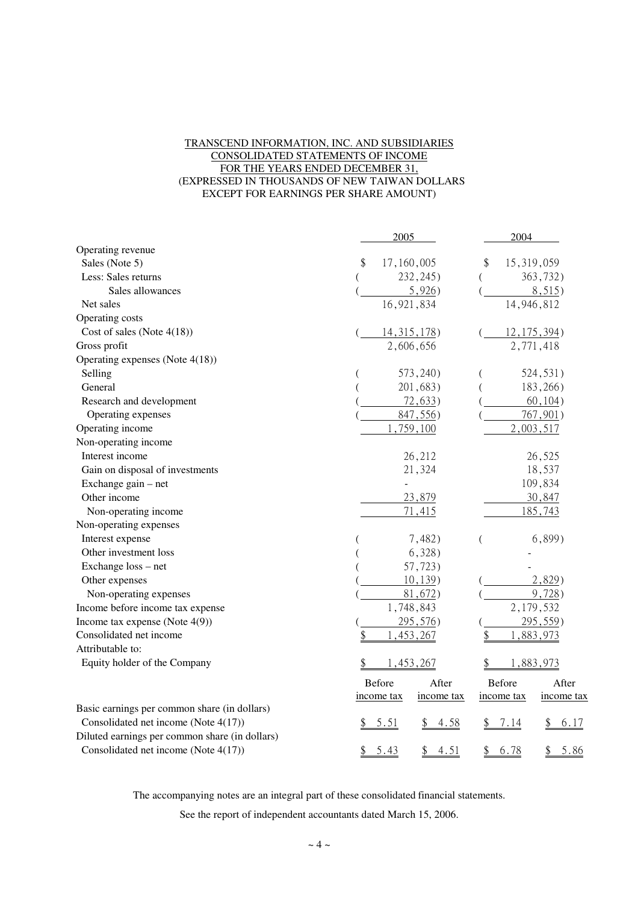TRANSCEND INFORMATION, INC. AND SUBSIDIARIES
CONSOLIDATED STATEMENTS OF INCOME
FOR THE YEARS ENDED DECEMBER 31,
(EXPRESSED IN THOUSANDS OF NEW TAIWAN DOLLARS
EXCEPT FOR EARNINGS PER SHARE AMOUNT)

| | 2005 | | 2004 | |
|---|---|---|---|---|
| Operating revenue | | | | |
| Sales (Note 5) | $ 17,160,005 | | $ 15,319,059 | |
| Less: Sales returns | ( 232,245) | | ( 363,732) | |
| Sales allowances | ( 5,926) | | ( 8,515) | |
| Net sales | 16,921,834 | | 14,946,812 | |
| Operating costs | | | | |
| Cost of sales (Note 4(18)) | ( 14,315,178) | | ( 12,175,394) | |
| Gross profit | 2,606,656 | | 2,771,418 | |
| Operating expenses (Note 4(18)) | | | | |
| Selling | ( 573,240) | | ( 524,531) | |
| General | ( 201,683) | | ( 183,266) | |
| Research and development | ( 72,633) | | ( 60,104) | |
| Operating expenses | ( 847,556) | | ( 767,901) | |
| Operating income | 1,759,100 | | 2,003,517 | |
| Non-operating income | | | | |
| Interest income | 26,212 | | 26,525 | |
| Gain on disposal of investments | 21,324 | | 18,537 | |
| Exchange gain – net | - | | 109,834 | |
| Other income | 23,879 | | 30,847 | |
| Non-operating income | 71,415 | | 185,743 | |
| Non-operating expenses | | | | |
| Interest expense | ( 7,482) | | ( 6,899) | |
| Other investment loss | ( 6,328) | | - | |
| Exchange loss – net | ( 57,723) | | - | |
| Other expenses | ( 10,139) | | ( 2,829) | |
| Non-operating expenses | ( 81,672) | | ( 9,728) | |
| Income before income tax expense | 1,748,843 | | 2,179,532 | |
| Income tax expense (Note 4(9)) | ( 295,576) | | ( 295,559) | |
| Consolidated net income | $ 1,453,267 | | $ 1,883,973 | |
| Attributable to: | | | | |
| Equity holder of the Company | $ 1,453,267 | | $ 1,883,973 | |
| | Before income tax | After income tax | Before income tax | After income tax |
| Basic earnings per common share (in dollars) | | | | |
| Consolidated net income (Note 4(17)) | $ 5.51 | $ 4.58 | $ 7.14 | $ 6.17 |
| Diluted earnings per common share (in dollars) | | | | |
| Consolidated net income (Note 4(17)) | $ 5.43 | $ 4.51 | $ 6.78 | $ 5.86 |

The accompanying notes are an integral part of these consolidated financial statements.

See the report of independent accountants dated March 15, 2006.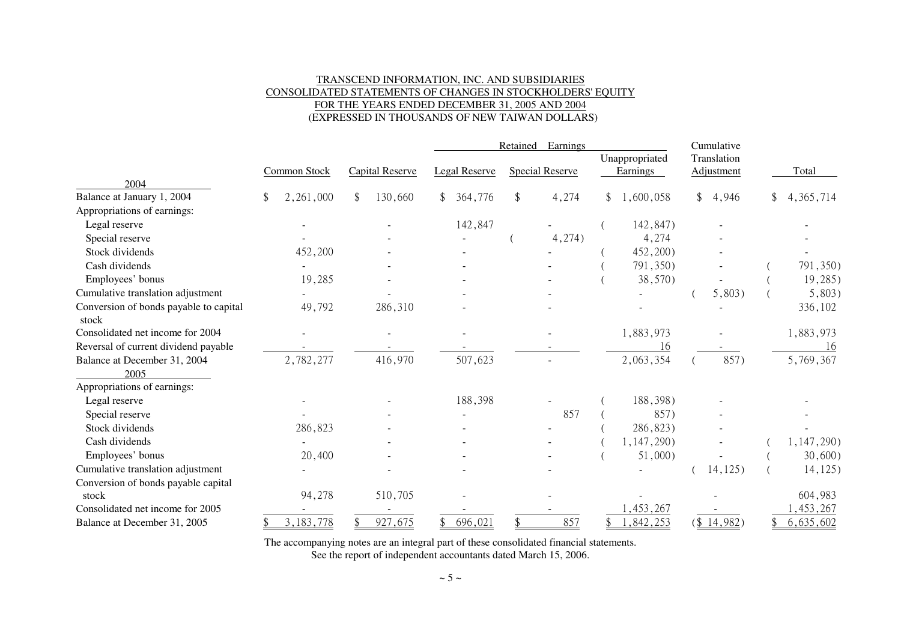TRANSCEND INFORMATION, INC. AND SUBSIDIARIES
CONSOLIDATED STATEMENTS OF CHANGES IN STOCKHOLDERS' EQUITY
FOR THE YEARS ENDED DECEMBER 31, 2005 AND 2004
(EXPRESSED IN THOUSANDS OF NEW TAIWAN DOLLARS)

| | | | Retained Earnings | | | Cumulative | |
|---|---|---|---|---|---|---|---|
| | Common Stock | Capital Reserve | Legal Reserve | Special Reserve | Unappropriated Earnings | Translation Adjustment | Total |
| **2004** | | | | | | | |
| Balance at January 1, 2004 | $ 2,261,000 | $ 130,660 | $ 364,776 | $ 4,274 | $ 1,600,058 | $ 4,946 | $ 4,365,714 |
| Appropriations of earnings: | | | | | | | |
| Legal reserve | - | - | 142,847 | - | ( 142,847) | - | - |
| Special reserve | - | - | - | ( 4,274) | 4,274 | - | - |
| Stock dividends | 452,200 | - | - | - | ( 452,200) | - | - |
| Cash dividends | - | - | - | - | ( 791,350) | - | ( 791,350) |
| Employees' bonus | 19,285 | - | - | - | ( 38,570) | - | ( 19,285) |
| Cumulative translation adjustment | - | - | - | - | - | ( 5,803) | ( 5,803) |
| Conversion of bonds payable to capital stock | 49,792 | 286,310 | - | - | - | - | 336,102 |
| Consolidated net income for 2004 | - | - | - | - | 1,883,973 | - | 1,883,973 |
| Reversal of current dividend payable | - | - | - | - | 16 | - | 16 |
| Balance at December 31, 2004 | 2,782,277 | 416,970 | 507,623 | - | 2,063,354 | ( 857) | 5,769,367 |
| **2005** | | | | | | | |
| Appropriations of earnings: | | | | | | | |
| Legal reserve | - | - | 188,398 | - | ( 188,398) | - | - |
| Special reserve | - | - | - | 857 | ( 857) | - | - |
| Stock dividends | 286,823 | - | - | - | ( 286,823) | - | - |
| Cash dividends | - | - | - | - | ( 1,147,290) | - | ( 1,147,290) |
| Employees' bonus | 20,400 | - | - | - | ( 51,000) | - | ( 30,600) |
| Cumulative translation adjustment | - | - | - | - | - | ( 14,125) | ( 14,125) |
| Conversion of bonds payable capital stock | 94,278 | 510,705 | - | - | - | - | 604,983 |
| Consolidated net income for 2005 | - | - | - | - | 1,453,267 | - | 1,453,267 |
| Balance at December 31, 2005 | $ 3,183,778 | $ 927,675 | $ 696,021 | $ 857 | $ 1,842,253 | ($ 14,982) | $ 6,635,602 |

The accompanying notes are an integral part of these consolidated financial statements.
See the report of independent accountants dated March 15, 2006.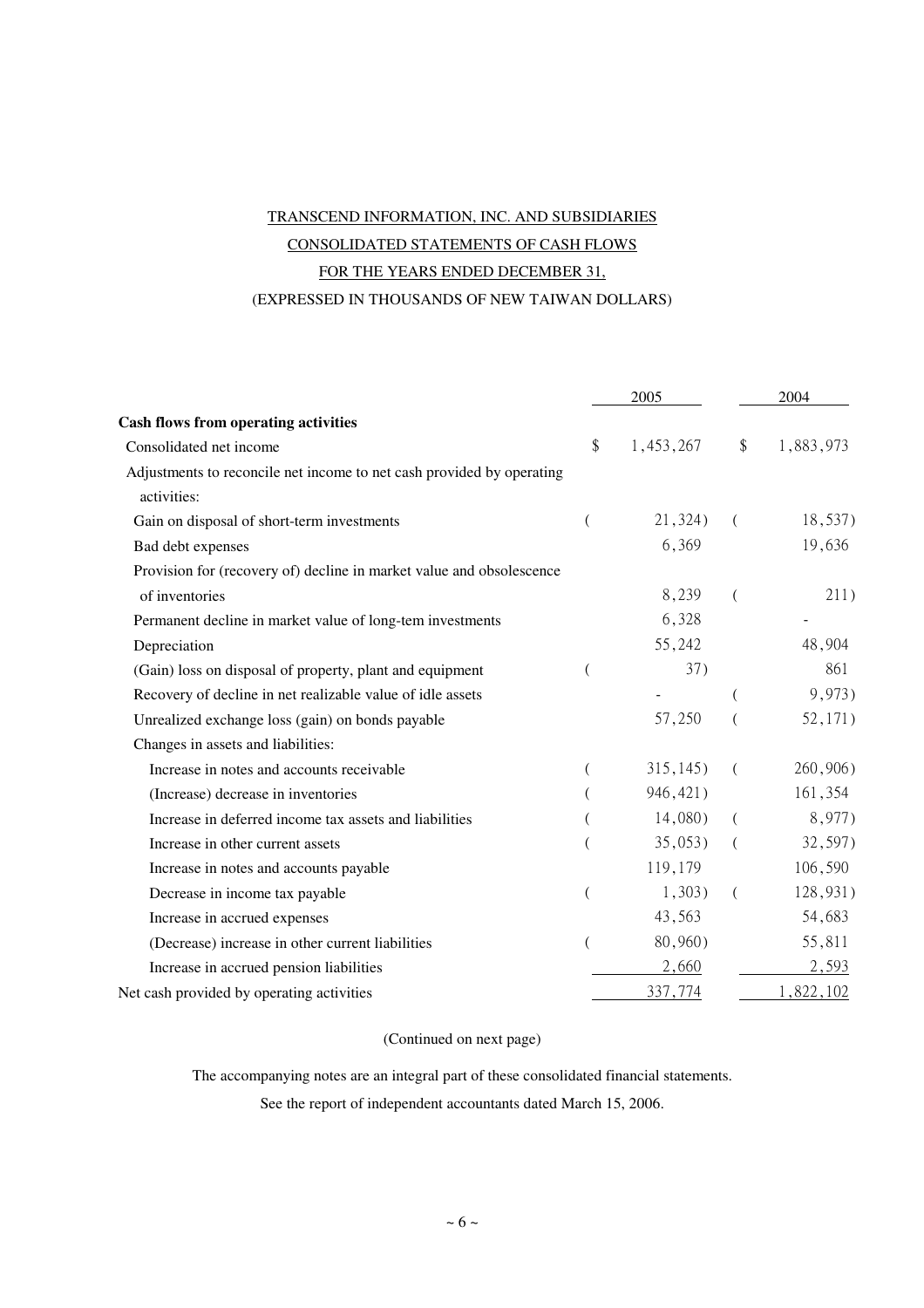TRANSCEND INFORMATION, INC. AND SUBSIDIARIES

CONSOLIDATED STATEMENTS OF CASH FLOWS

FOR THE YEARS ENDED DECEMBER 31,

(EXPRESSED IN THOUSANDS OF NEW TAIWAN DOLLARS)

| | 2005 | 2004 |
|---|---|---|
| **Cash flows from operating activities** | | |
| Consolidated net income | $ 1,453,267 | $ 1,883,973 |
| Adjustments to reconcile net income to net cash provided by operating activities: | | |
| Gain on disposal of short-term investments | ( 21,324) | ( 18,537) |
| Bad debt expenses | 6,369 | 19,636 |
| Provision for (recovery of) decline in market value and obsolescence of inventories | 8,239 | ( 211) |
| Permanent decline in market value of long-tem investments | 6,328 | - |
| Depreciation | 55,242 | 48,904 |
| (Gain) loss on disposal of property, plant and equipment | ( 37) | 861 |
| Recovery of decline in net realizable value of idle assets | - | ( 9,973) |
| Unrealized exchange loss (gain) on bonds payable | 57,250 | ( 52,171) |
| Changes in assets and liabilities: | | |
| Increase in notes and accounts receivable | ( 315,145) | ( 260,906) |
| (Increase) decrease in inventories | ( 946,421) | 161,354 |
| Increase in deferred income tax assets and liabilities | ( 14,080) | ( 8,977) |
| Increase in other current assets | ( 35,053) | ( 32,597) |
| Increase in notes and accounts payable | 119,179 | 106,590 |
| Decrease in income tax payable | ( 1,303) | ( 128,931) |
| Increase in accrued expenses | 43,563 | 54,683 |
| (Decrease) increase in other current liabilities | ( 80,960) | 55,811 |
| Increase in accrued pension liabilities | 2,660 | 2,593 |
| Net cash provided by operating activities | 337,774 | 1,822,102 |

(Continued on next page)

The accompanying notes are an integral part of these consolidated financial statements.

See the report of independent accountants dated March 15, 2006.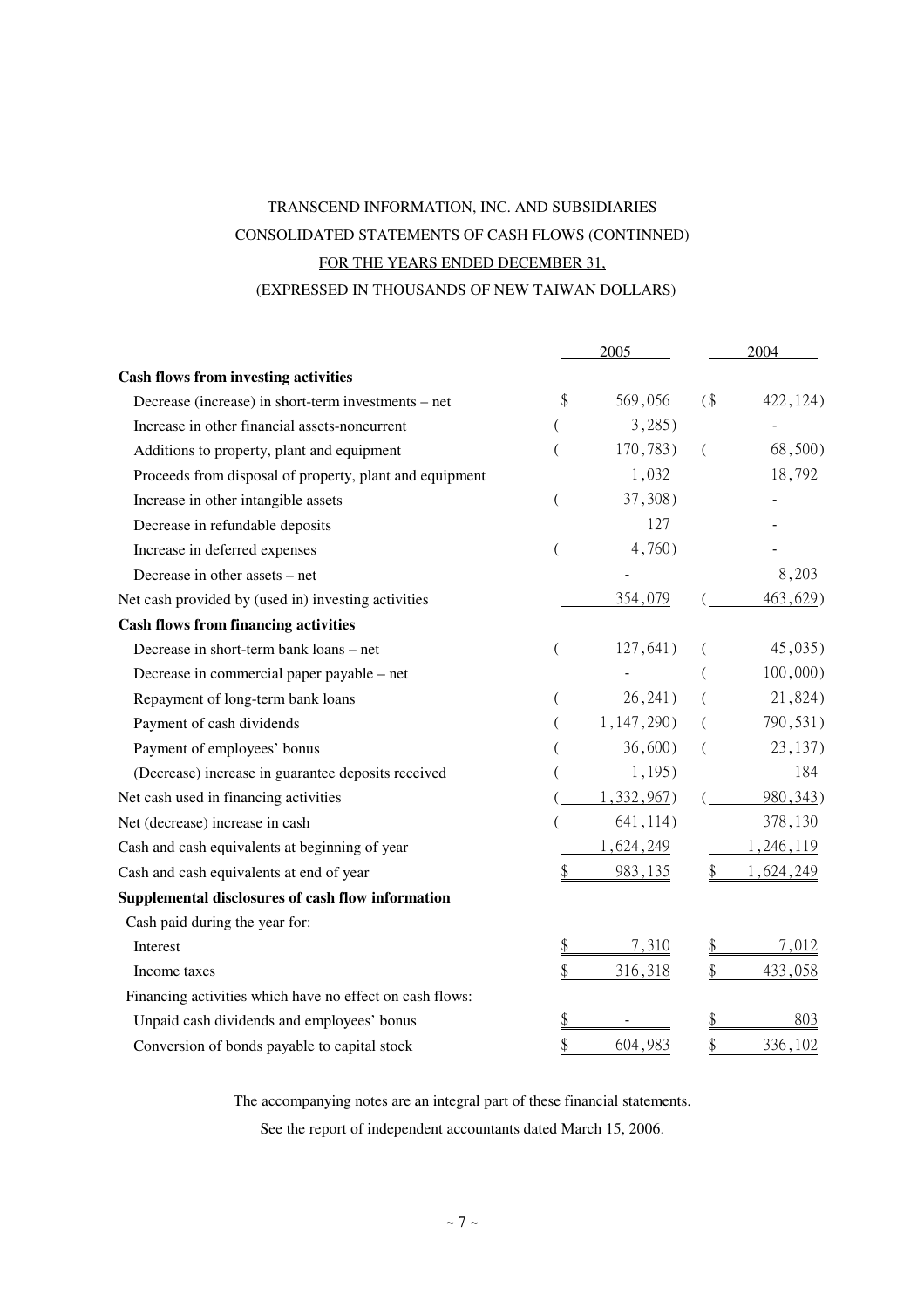TRANSCEND INFORMATION, INC. AND SUBSIDIARIES

CONSOLIDATED STATEMENTS OF CASH FLOWS (CONTINNED)

FOR THE YEARS ENDED DECEMBER 31,

(EXPRESSED IN THOUSANDS OF NEW TAIWAN DOLLARS)

| | 2005 | 2004 |
|---|---|---|
| **Cash flows from investing activities** | | |
| Decrease (increase) in short-term investments – net | $ 569,056 | ($ 422,124) |
| Increase in other financial assets-noncurrent | ( 3,285) | - |
| Additions to property, plant and equipment | ( 170,783) | ( 68,500) |
| Proceeds from disposal of property, plant and equipment | 1,032 | 18,792 |
| Increase in other intangible assets | ( 37,308) | - |
| Decrease in refundable deposits | 127 | - |
| Increase in deferred expenses | ( 4,760) | - |
| Decrease in other assets – net | - | 8,203 |
| Net cash provided by (used in) investing activities | 354,079 | ( 463,629) |
| **Cash flows from financing activities** | | |
| Decrease in short-term bank loans – net | ( 127,641) | ( 45,035) |
| Decrease in commercial paper payable – net | - | ( 100,000) |
| Repayment of long-term bank loans | ( 26,241) | ( 21,824) |
| Payment of cash dividends | ( 1,147,290) | ( 790,531) |
| Payment of employees' bonus | ( 36,600) | ( 23,137) |
| (Decrease) increase in guarantee deposits received | ( 1,195) | 184 |
| Net cash used in financing activities | ( 1,332,967) | ( 980,343) |
| Net (decrease) increase in cash | ( 641,114) | 378,130 |
| Cash and cash equivalents at beginning of year | 1,624,249 | 1,246,119 |
| Cash and cash equivalents at end of year | $ 983,135 | $ 1,624,249 |
| **Supplemental disclosures of cash flow information** | | |
| Cash paid during the year for: | | |
| Interest | $ 7,310 | $ 7,012 |
| Income taxes | $ 316,318 | $ 433,058 |
| Financing activities which have no effect on cash flows: | | |
| Unpaid cash dividends and employees' bonus | $ - | $ 803 |
| Conversion of bonds payable to capital stock | $ 604,983 | $ 336,102 |

The accompanying notes are an integral part of these financial statements.

See the report of independent accountants dated March 15, 2006.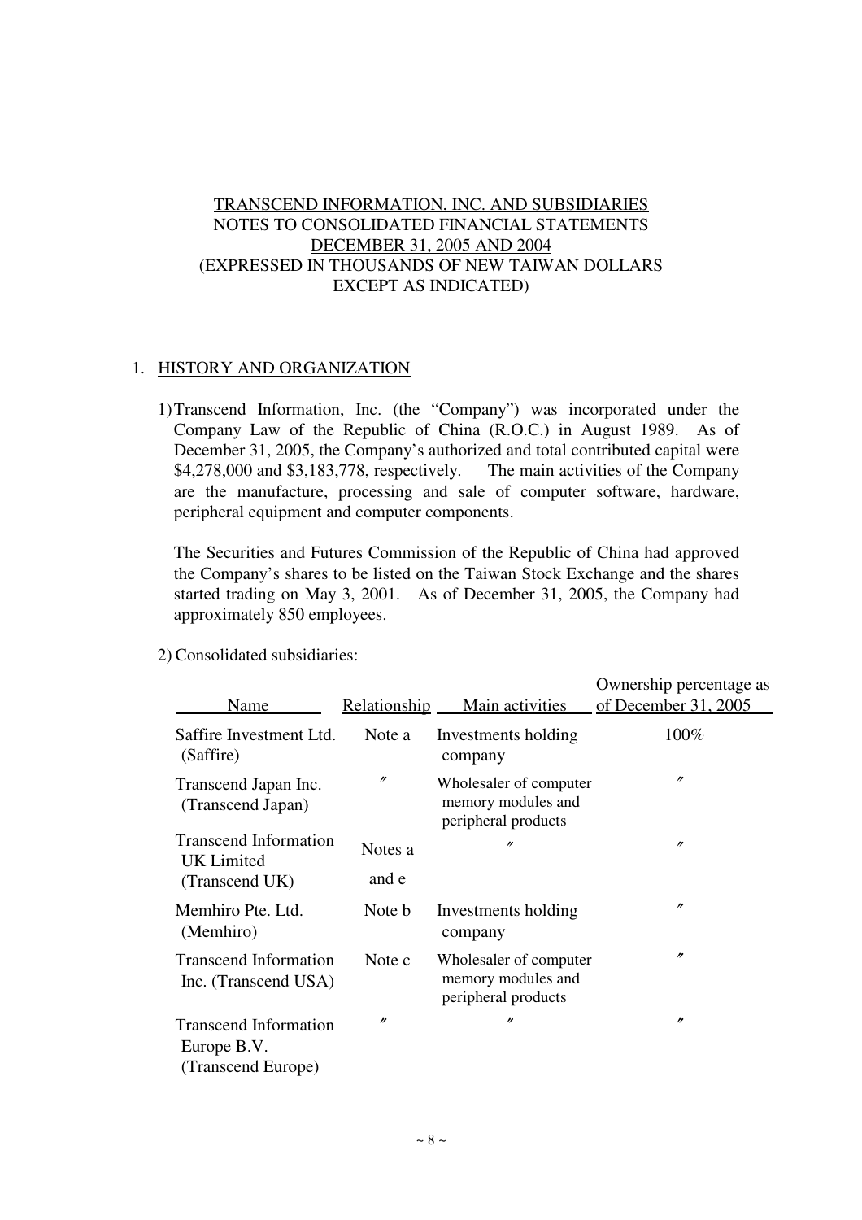TRANSCEND INFORMATION, INC. AND SUBSIDIARIES
NOTES TO CONSOLIDATED FINANCIAL STATEMENTS
DECEMBER 31, 2005 AND 2004
(EXPRESSED IN THOUSANDS OF NEW TAIWAN DOLLARS
EXCEPT AS INDICATED)

1. HISTORY AND ORGANIZATION

1) Transcend Information, Inc. (the "Company") was incorporated under the Company Law of the Republic of China (R.O.C.) in August 1989. As of December 31, 2005, the Company's authorized and total contributed capital were $4,278,000 and $3,183,778, respectively. The main activities of the Company are the manufacture, processing and sale of computer software, hardware, peripheral equipment and computer components.

   The Securities and Futures Commission of the Republic of China had approved the Company's shares to be listed on the Taiwan Stock Exchange and the shares started trading on May 3, 2001. As of December 31, 2005, the Company had approximately 850 employees.

2) Consolidated subsidiaries:

| Name | Relationship | Main activities | Ownership percentage as of December 31, 2005 |
|---|---|---|---|
| Saffire Investment Ltd. (Saffire) | Note a | Investments holding company | 100% |
| Transcend Japan Inc. (Transcend Japan) | 〃 | Wholesaler of computer memory modules and peripheral products | 〃 |
| Transcend Information UK Limited (Transcend UK) | Notes a and e | 〃 | 〃 |
| Memhiro Pte. Ltd. (Memhiro) | Note b | Investments holding company | 〃 |
| Transcend Information Inc. (Transcend USA) | Note c | Wholesaler of computer memory modules and peripheral products | 〃 |
| Transcend Information Europe B.V. (Transcend Europe) | 〃 | 〃 | 〃 |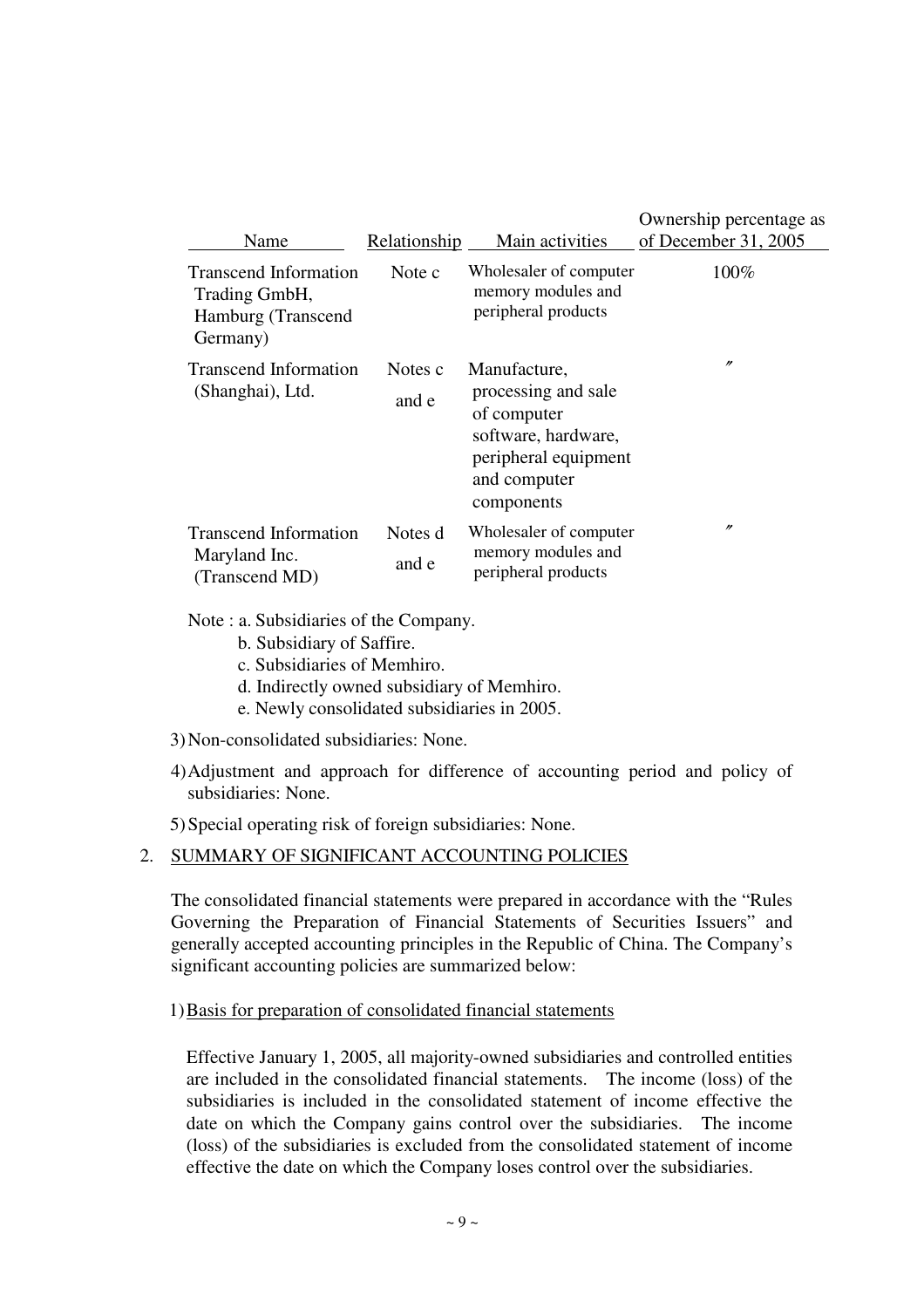| Name | Relationship | Main activities | Ownership percentage as of December 31, 2005 |
|---|---|---|---|
| Transcend Information Trading GmbH, Hamburg (Transcend Germany) | Note c | Wholesaler of computer memory modules and peripheral products | 100% |
| Transcend Information (Shanghai), Ltd. | Notes c and e | Manufacture, processing and sale of computer software, hardware, peripheral equipment and computer components | 〃 |
| Transcend Information Maryland Inc. (Transcend MD) | Notes d and e | Wholesaler of computer memory modules and peripheral products | 〃 |

Note : a. Subsidiaries of the Company.
b. Subsidiary of Saffire.
c. Subsidiaries of Memhiro.
d. Indirectly owned subsidiary of Memhiro.
e. Newly consolidated subsidiaries in 2005.

3) Non-consolidated subsidiaries: None.

4) Adjustment and approach for difference of accounting period and policy of subsidiaries: None.

5) Special operating risk of foreign subsidiaries: None.

## 2. SUMMARY OF SIGNIFICANT ACCOUNTING POLICIES

The consolidated financial statements were prepared in accordance with the "Rules Governing the Preparation of Financial Statements of Securities Issuers" and generally accepted accounting principles in the Republic of China. The Company's significant accounting policies are summarized below:

1) Basis for preparation of consolidated financial statements

Effective January 1, 2005, all majority-owned subsidiaries and controlled entities are included in the consolidated financial statements. The income (loss) of the subsidiaries is included in the consolidated statement of income effective the date on which the Company gains control over the subsidiaries. The income (loss) of the subsidiaries is excluded from the consolidated statement of income effective the date on which the Company loses control over the subsidiaries.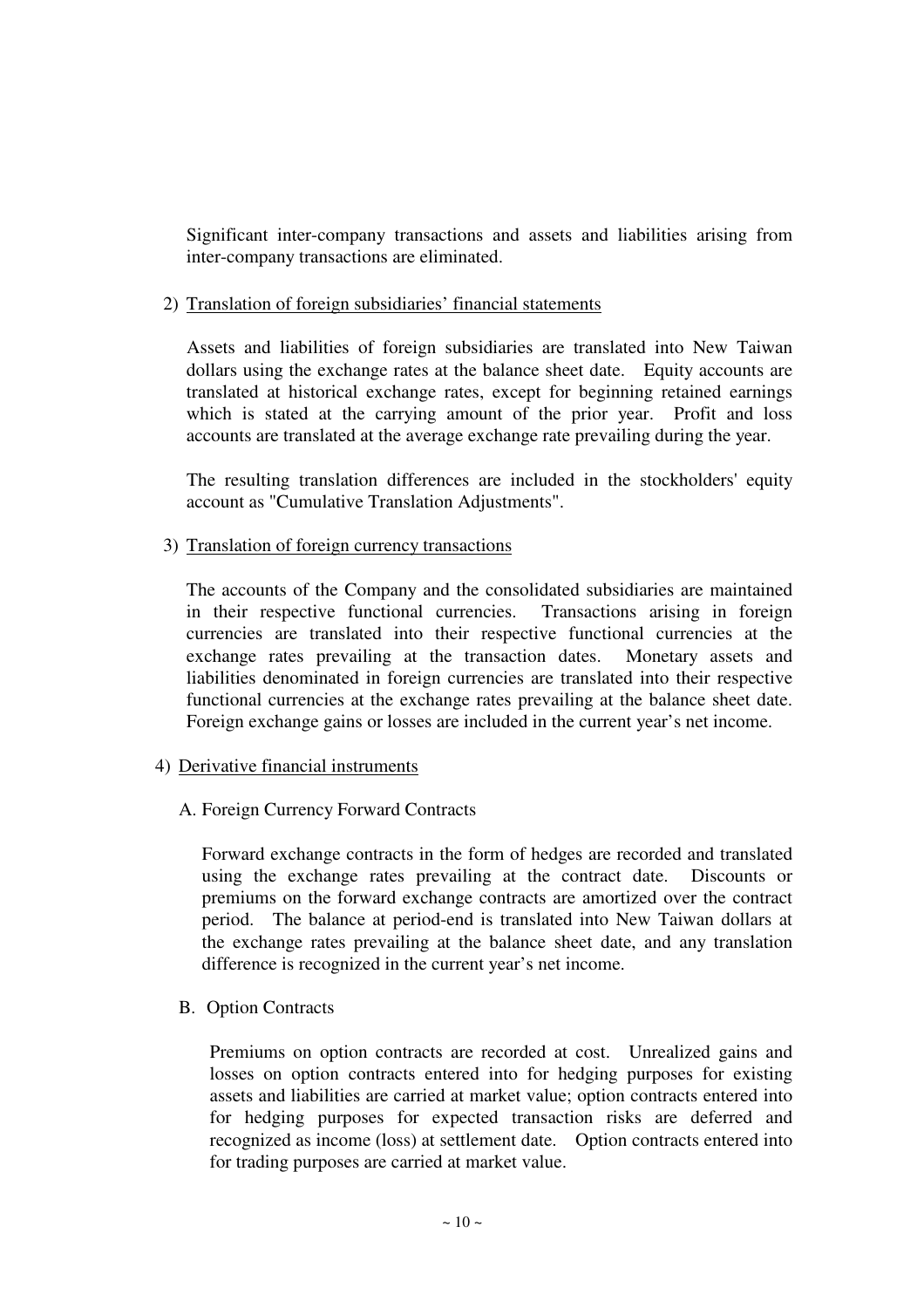Significant inter-company transactions and assets and liabilities arising from inter-company transactions are eliminated.

2) Translation of foreign subsidiaries' financial statements

Assets and liabilities of foreign subsidiaries are translated into New Taiwan dollars using the exchange rates at the balance sheet date. Equity accounts are translated at historical exchange rates, except for beginning retained earnings which is stated at the carrying amount of the prior year. Profit and loss accounts are translated at the average exchange rate prevailing during the year.

The resulting translation differences are included in the stockholders' equity account as "Cumulative Translation Adjustments".

3) Translation of foreign currency transactions

The accounts of the Company and the consolidated subsidiaries are maintained in their respective functional currencies. Transactions arising in foreign currencies are translated into their respective functional currencies at the exchange rates prevailing at the transaction dates. Monetary assets and liabilities denominated in foreign currencies are translated into their respective functional currencies at the exchange rates prevailing at the balance sheet date. Foreign exchange gains or losses are included in the current year's net income.

4) Derivative financial instruments

A. Foreign Currency Forward Contracts

Forward exchange contracts in the form of hedges are recorded and translated using the exchange rates prevailing at the contract date. Discounts or premiums on the forward exchange contracts are amortized over the contract period. The balance at period-end is translated into New Taiwan dollars at the exchange rates prevailing at the balance sheet date, and any translation difference is recognized in the current year's net income.

B. Option Contracts

Premiums on option contracts are recorded at cost. Unrealized gains and losses on option contracts entered into for hedging purposes for existing assets and liabilities are carried at market value; option contracts entered into for hedging purposes for expected transaction risks are deferred and recognized as income (loss) at settlement date. Option contracts entered into for trading purposes are carried at market value.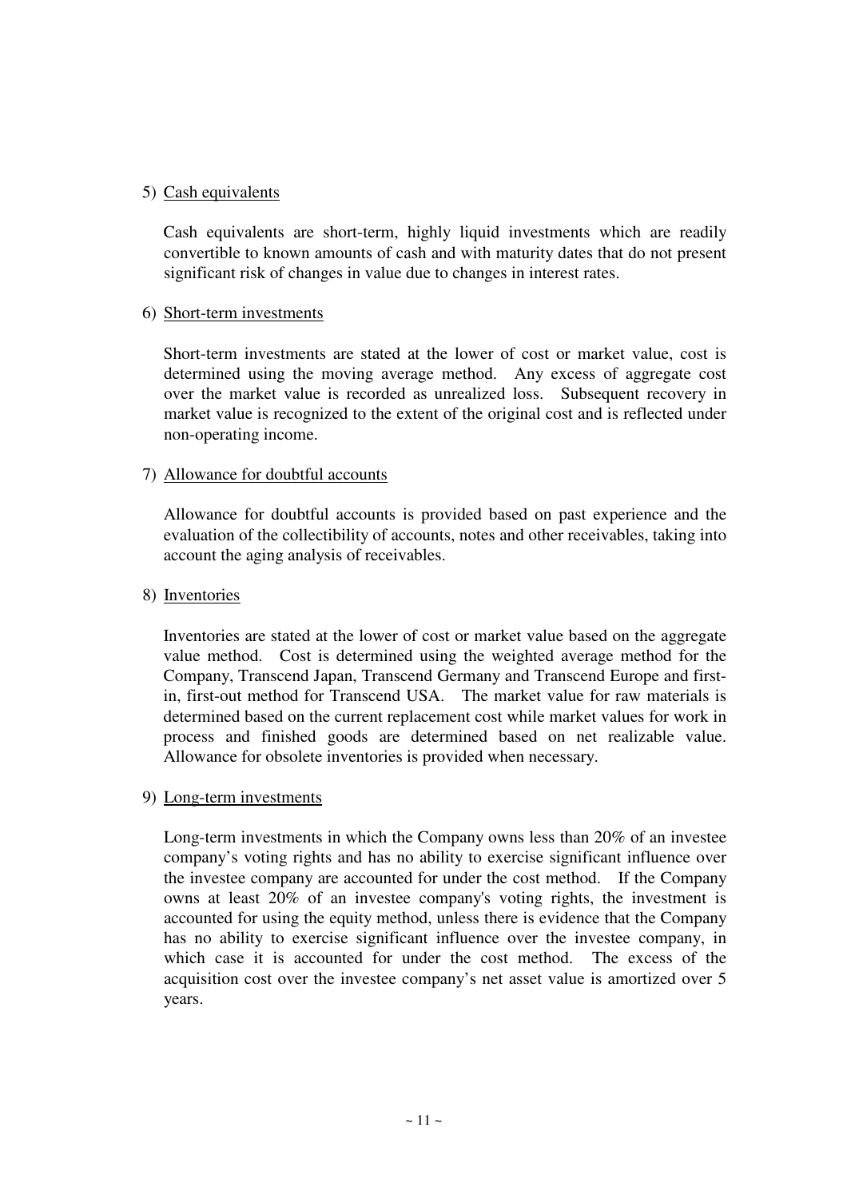5) Cash equivalents

Cash equivalents are short-term, highly liquid investments which are readily convertible to known amounts of cash and with maturity dates that do not present significant risk of changes in value due to changes in interest rates.

6) Short-term investments

Short-term investments are stated at the lower of cost or market value, cost is determined using the moving average method. Any excess of aggregate cost over the market value is recorded as unrealized loss. Subsequent recovery in market value is recognized to the extent of the original cost and is reflected under non-operating income.

7) Allowance for doubtful accounts

Allowance for doubtful accounts is provided based on past experience and the evaluation of the collectibility of accounts, notes and other receivables, taking into account the aging analysis of receivables.

8) Inventories

Inventories are stated at the lower of cost or market value based on the aggregate value method. Cost is determined using the weighted average method for the Company, Transcend Japan, Transcend Germany and Transcend Europe and first-in, first-out method for Transcend USA. The market value for raw materials is determined based on the current replacement cost while market values for work in process and finished goods are determined based on net realizable value. Allowance for obsolete inventories is provided when necessary.

9) Long-term investments

Long-term investments in which the Company owns less than 20% of an investee company's voting rights and has no ability to exercise significant influence over the investee company are accounted for under the cost method. If the Company owns at least 20% of an investee company's voting rights, the investment is accounted for using the equity method, unless there is evidence that the Company has no ability to exercise significant influence over the investee company, in which case it is accounted for under the cost method. The excess of the acquisition cost over the investee company's net asset value is amortized over 5 years.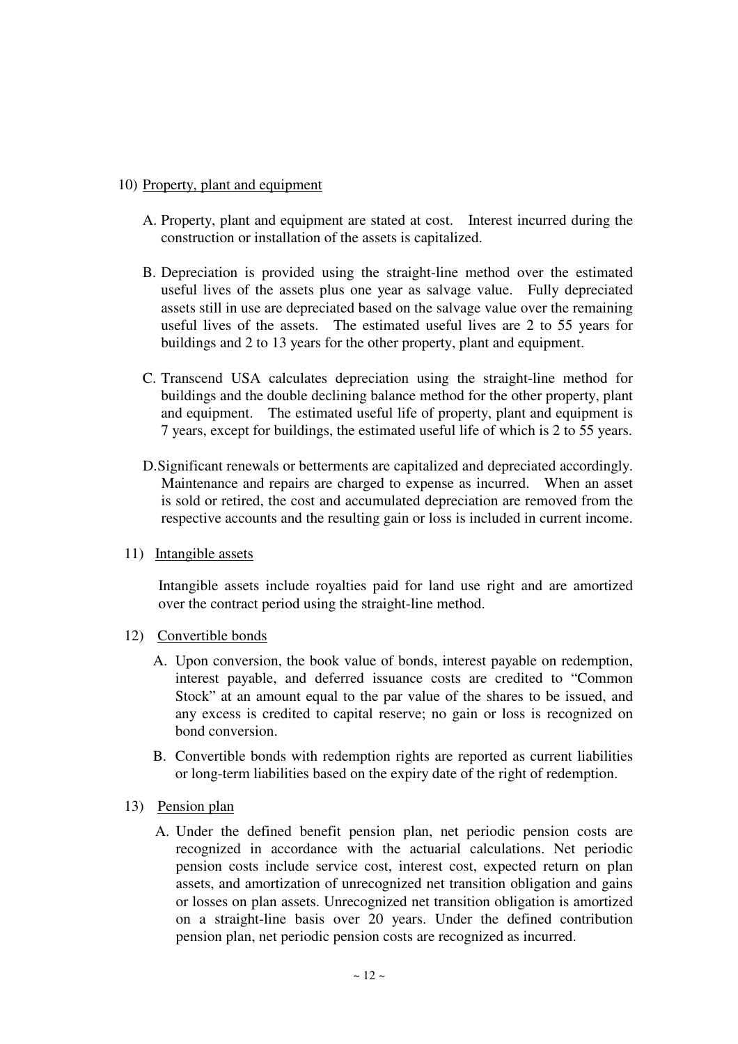10) Property, plant and equipment

A. Property, plant and equipment are stated at cost. Interest incurred during the construction or installation of the assets is capitalized.

B. Depreciation is provided using the straight-line method over the estimated useful lives of the assets plus one year as salvage value. Fully depreciated assets still in use are depreciated based on the salvage value over the remaining useful lives of the assets. The estimated useful lives are 2 to 55 years for buildings and 2 to 13 years for the other property, plant and equipment.

C. Transcend USA calculates depreciation using the straight-line method for buildings and the double declining balance method for the other property, plant and equipment. The estimated useful life of property, plant and equipment is 7 years, except for buildings, the estimated useful life of which is 2 to 55 years.

D. Significant renewals or betterments are capitalized and depreciated accordingly. Maintenance and repairs are charged to expense as incurred. When an asset is sold or retired, the cost and accumulated depreciation are removed from the respective accounts and the resulting gain or loss is included in current income.

11) Intangible assets

Intangible assets include royalties paid for land use right and are amortized over the contract period using the straight-line method.

12) Convertible bonds

A. Upon conversion, the book value of bonds, interest payable on redemption, interest payable, and deferred issuance costs are credited to "Common Stock" at an amount equal to the par value of the shares to be issued, and any excess is credited to capital reserve; no gain or loss is recognized on bond conversion.

B. Convertible bonds with redemption rights are reported as current liabilities or long-term liabilities based on the expiry date of the right of redemption.

13) Pension plan

A. Under the defined benefit pension plan, net periodic pension costs are recognized in accordance with the actuarial calculations. Net periodic pension costs include service cost, interest cost, expected return on plan assets, and amortization of unrecognized net transition obligation and gains or losses on plan assets. Unrecognized net transition obligation is amortized on a straight-line basis over 20 years. Under the defined contribution pension plan, net periodic pension costs are recognized as incurred.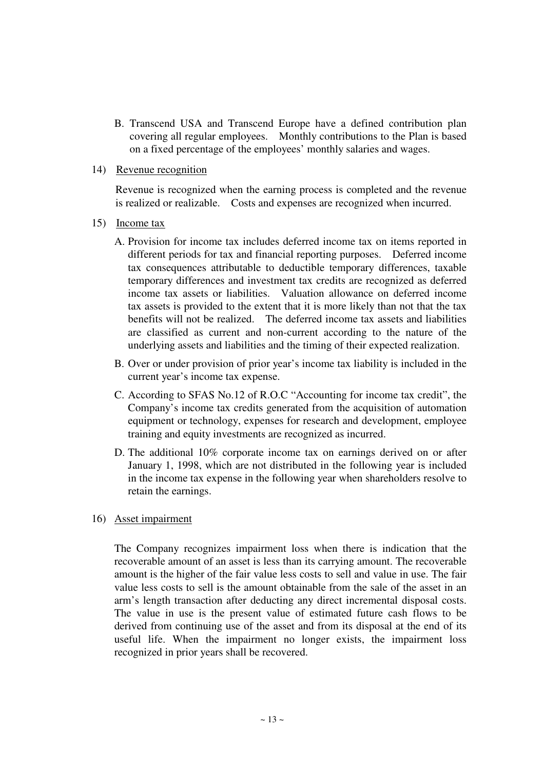B. Transcend USA and Transcend Europe have a defined contribution plan covering all regular employees. Monthly contributions to the Plan is based on a fixed percentage of the employees' monthly salaries and wages.

14) Revenue recognition

Revenue is recognized when the earning process is completed and the revenue is realized or realizable. Costs and expenses are recognized when incurred.

15) Income tax

A. Provision for income tax includes deferred income tax on items reported in different periods for tax and financial reporting purposes. Deferred income tax consequences attributable to deductible temporary differences, taxable temporary differences and investment tax credits are recognized as deferred income tax assets or liabilities. Valuation allowance on deferred income tax assets is provided to the extent that it is more likely than not that the tax benefits will not be realized. The deferred income tax assets and liabilities are classified as current and non-current according to the nature of the underlying assets and liabilities and the timing of their expected realization.

B. Over or under provision of prior year's income tax liability is included in the current year's income tax expense.

C. According to SFAS No.12 of R.O.C "Accounting for income tax credit", the Company's income tax credits generated from the acquisition of automation equipment or technology, expenses for research and development, employee training and equity investments are recognized as incurred.

D. The additional 10% corporate income tax on earnings derived on or after January 1, 1998, which are not distributed in the following year is included in the income tax expense in the following year when shareholders resolve to retain the earnings.

16) Asset impairment

The Company recognizes impairment loss when there is indication that the recoverable amount of an asset is less than its carrying amount. The recoverable amount is the higher of the fair value less costs to sell and value in use. The fair value less costs to sell is the amount obtainable from the sale of the asset in an arm's length transaction after deducting any direct incremental disposal costs. The value in use is the present value of estimated future cash flows to be derived from continuing use of the asset and from its disposal at the end of its useful life. When the impairment no longer exists, the impairment loss recognized in prior years shall be recovered.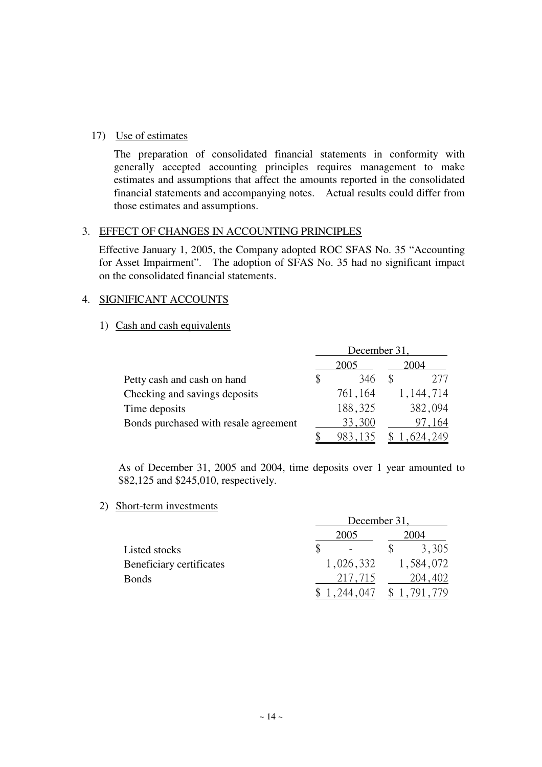17) Use of estimates

The preparation of consolidated financial statements in conformity with generally accepted accounting principles requires management to make estimates and assumptions that affect the amounts reported in the consolidated financial statements and accompanying notes. Actual results could differ from those estimates and assumptions.

3. EFFECT OF CHANGES IN ACCOUNTING PRINCIPLES

Effective January 1, 2005, the Company adopted ROC SFAS No. 35 "Accounting for Asset Impairment". The adoption of SFAS No. 35 had no significant impact on the consolidated financial statements.

4. SIGNIFICANT ACCOUNTS

1) Cash and cash equivalents

| | December 31, | |
|---|---|---|
| | 2005 | 2004 |
| Petty cash and cash on hand | $ 346 | $ 277 |
| Checking and savings deposits | 761,164 | 1,144,714 |
| Time deposits | 188,325 | 382,094 |
| Bonds purchased with resale agreement | 33,300 | 97,164 |
| | $ 983,135 | $ 1,624,249 |

As of December 31, 2005 and 2004, time deposits over 1 year amounted to $82,125 and $245,010, respectively.

2) Short-term investments

| | December 31, | |
|---|---|---|
| | 2005 | 2004 |
| Listed stocks | $ - | $ 3,305 |
| Beneficiary certificates | 1,026,332 | 1,584,072 |
| Bonds | 217,715 | 204,402 |
| | $ 1,244,047 | $ 1,791,779 |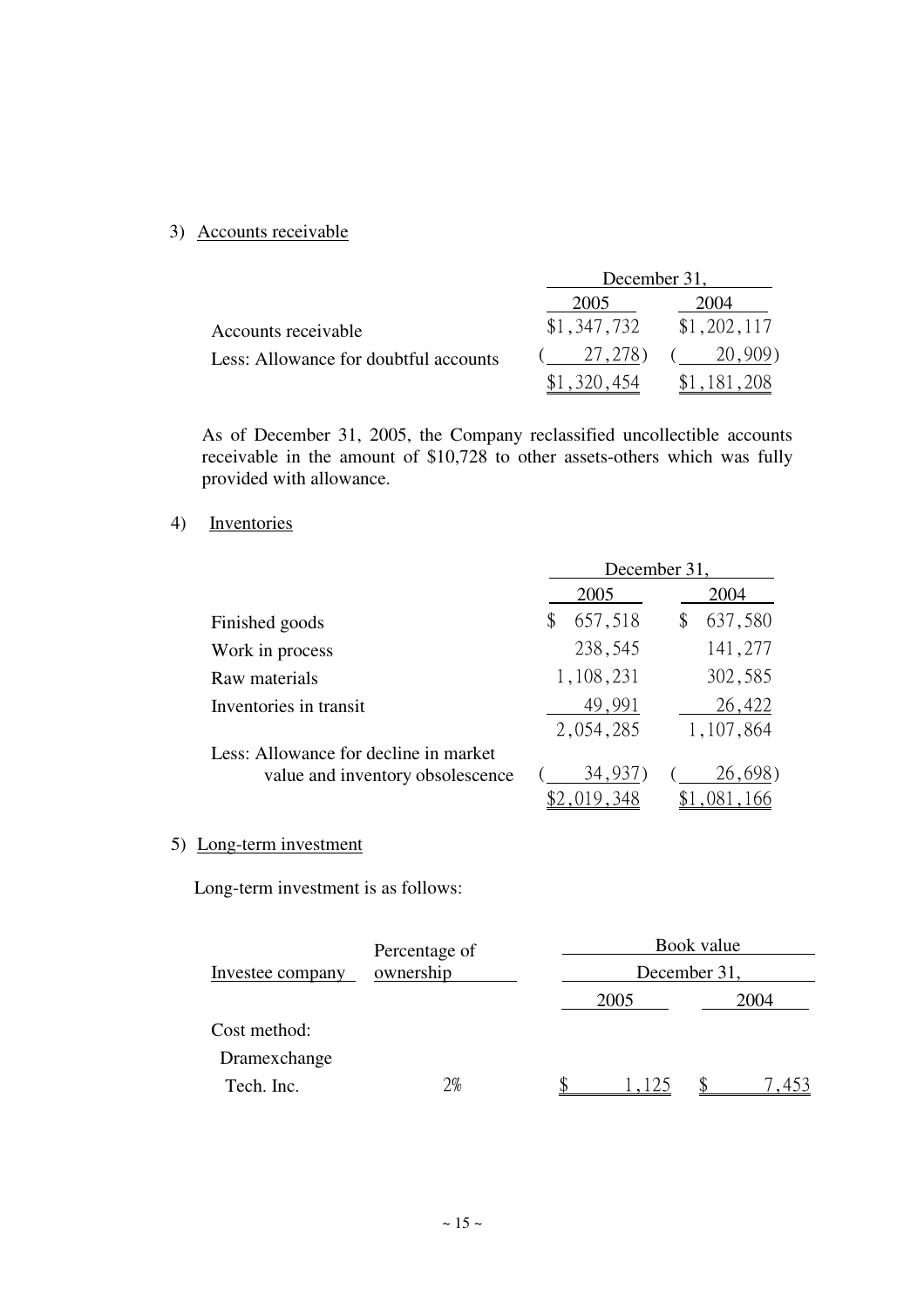3) Accounts receivable

| | December 31, | |
|---|---|---|
| | 2005 | 2004 |
| Accounts receivable | $1,347,732 | $1,202,117 |
| Less: Allowance for doubtful accounts | ( 27,278) | ( 20,909) |
| | $1,320,454 | $1,181,208 |

As of December 31, 2005, the Company reclassified uncollectible accounts receivable in the amount of $10,728 to other assets-others which was fully provided with allowance.

4) Inventories

| | December 31, | |
|---|---|---|
| | 2005 | 2004 |
| Finished goods | $ 657,518 | $ 637,580 |
| Work in process | 238,545 | 141,277 |
| Raw materials | 1,108,231 | 302,585 |
| Inventories in transit | 49,991 | 26,422 |
| | 2,054,285 | 1,107,864 |
| Less: Allowance for decline in market value and inventory obsolescence | ( 34,937) | ( 26,698) |
| | $2,019,348 | $1,081,166 |

5) Long-term investment

Long-term investment is as follows:

| Investee company | Percentage of ownership | Book value December 31, 2005 | Book value December 31, 2004 |
|---|---|---|---|
| Cost method: | | | |
| Dramexchange Tech. Inc. | 2% | $ 1,125 | $ 7,453 |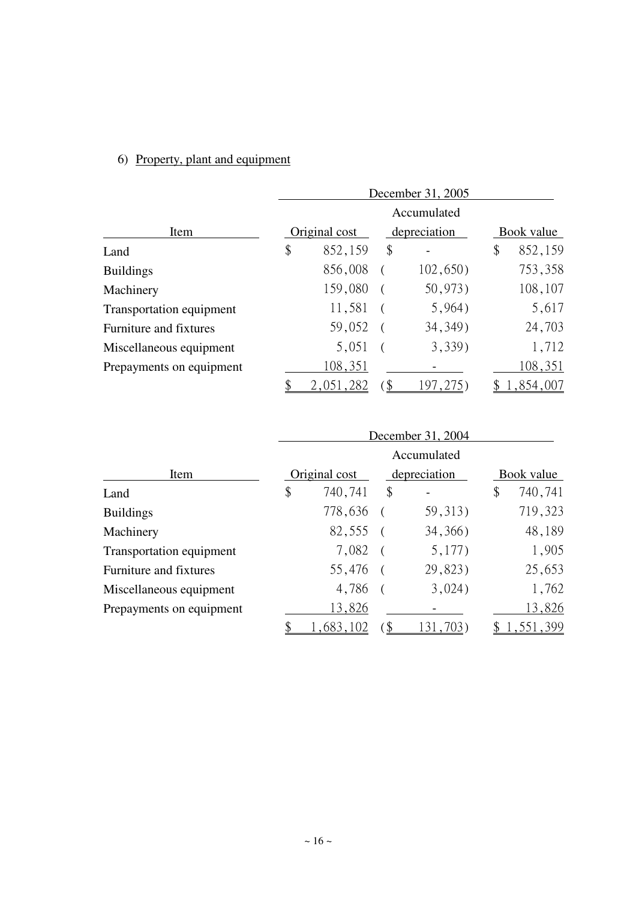6) Property, plant and equipment

| | December 31, 2005 | | |
|---|---|---|---|
| Item | Original cost | Accumulated depreciation | Book value |
| Land | $ 852,159 | $ - | $ 852,159 |
| Buildings | 856,008 | ( 102,650) | 753,358 |
| Machinery | 159,080 | ( 50,973) | 108,107 |
| Transportation equipment | 11,581 | ( 5,964) | 5,617 |
| Furniture and fixtures | 59,052 | ( 34,349) | 24,703 |
| Miscellaneous equipment | 5,051 | ( 3,339) | 1,712 |
| Prepayments on equipment | 108,351 | - | 108,351 |
| | $ 2,051,282 | ($ 197,275) | $ 1,854,007 |

| | December 31, 2004 | | |
|---|---|---|---|
| Item | Original cost | Accumulated depreciation | Book value |
| Land | $ 740,741 | $ - | $ 740,741 |
| Buildings | 778,636 | ( 59,313) | 719,323 |
| Machinery | 82,555 | ( 34,366) | 48,189 |
| Transportation equipment | 7,082 | ( 5,177) | 1,905 |
| Furniture and fixtures | 55,476 | ( 29,823) | 25,653 |
| Miscellaneous equipment | 4,786 | ( 3,024) | 1,762 |
| Prepayments on equipment | 13,826 | - | 13,826 |
| | $ 1,683,102 | ($ 131,703) | $ 1,551,399 |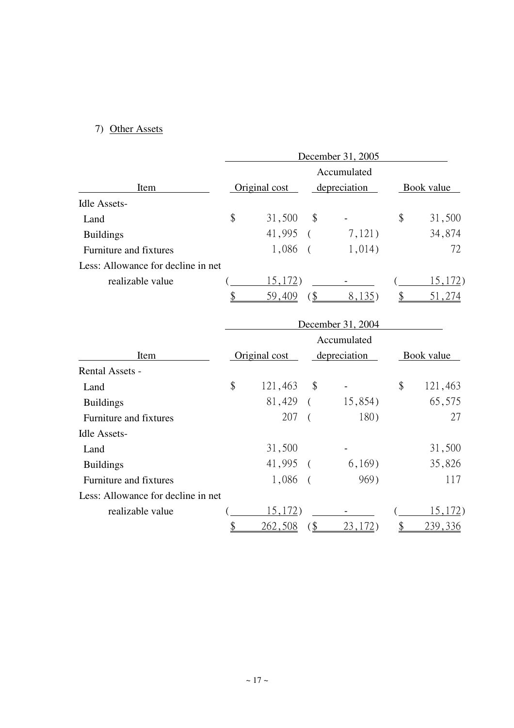7) Other Assets

| | December 31, 2005 | | |
|---|---|---|---|
| Item | Original cost | Accumulated depreciation | Book value |
| Idle Assets- | | | |
| Land | $ 31,500 | $ - | $ 31,500 |
| Buildings | 41,995 | ( 7,121) | 34,874 |
| Furniture and fixtures | 1,086 | ( 1,014) | 72 |
| Less: Allowance for decline in net realizable value | ( 15,172) | - | ( 15,172) |
| | $ 59,409 | ($ 8,135) | $ 51,274 |

| | December 31, 2004 | | |
|---|---|---|---|
| Item | Original cost | Accumulated depreciation | Book value |
| Rental Assets - | | | |
| Land | $ 121,463 | $ - | $ 121,463 |
| Buildings | 81,429 | ( 15,854) | 65,575 |
| Furniture and fixtures | 207 | ( 180) | 27 |
| Idle Assets- | | | |
| Land | 31,500 | - | 31,500 |
| Buildings | 41,995 | ( 6,169) | 35,826 |
| Furniture and fixtures | 1,086 | ( 969) | 117 |
| Less: Allowance for decline in net realizable value | ( 15,172) | - | ( 15,172) |
| | $ 262,508 | ($ 23,172) | $ 239,336 |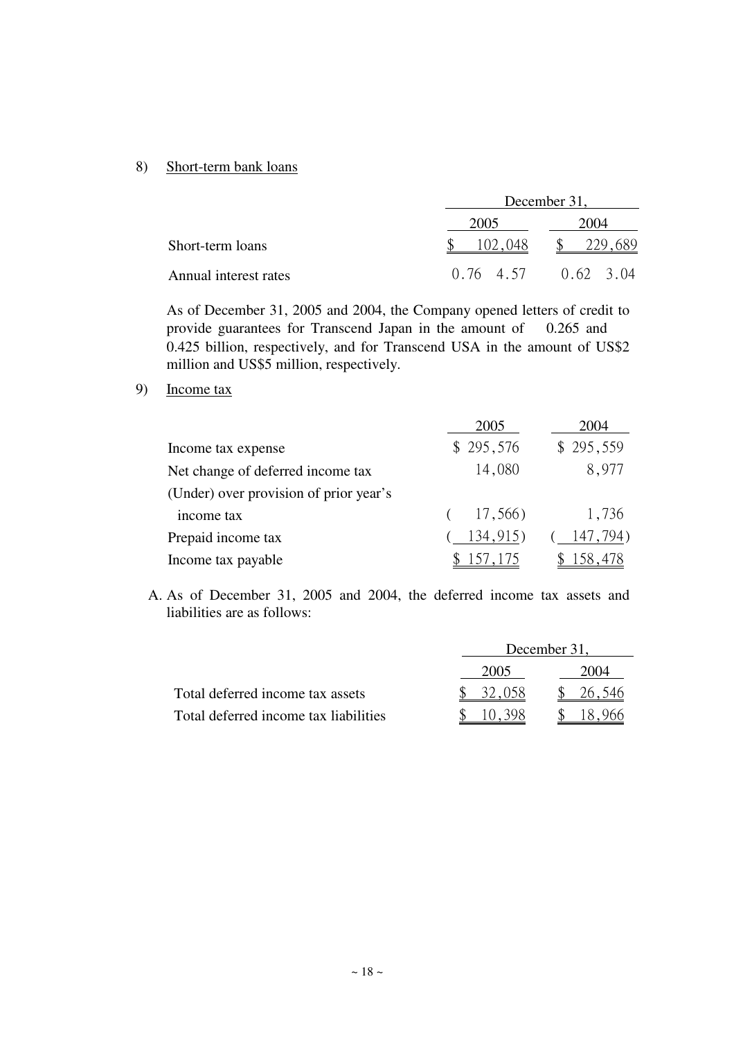8) Short-term bank loans

| | December 31, | |
|---|---|---|
| | 2005 | 2004 |
| Short-term loans | $ 102,048 | $ 229,689 |
| Annual interest rates | 0.76 4.57 | 0.62 3.04 |

As of December 31, 2005 and 2004, the Company opened letters of credit to provide guarantees for Transcend Japan in the amount of 0.265 and 0.425 billion, respectively, and for Transcend USA in the amount of US$2 million and US$5 million, respectively.

9) Income tax

| | 2005 | 2004 |
|---|---|---|
| Income tax expense | $ 295,576 | $ 295,559 |
| Net change of deferred income tax | 14,080 | 8,977 |
| (Under) over provision of prior year's income tax | ( 17,566) | 1,736 |
| Prepaid income tax | ( 134,915) | ( 147,794) |
| Income tax payable | $ 157,175 | $ 158,478 |

A. As of December 31, 2005 and 2004, the deferred income tax assets and liabilities are as follows:

| | December 31, | |
|---|---|---|
| | 2005 | 2004 |
| Total deferred income tax assets | $ 32,058 | $ 26,546 |
| Total deferred income tax liabilities | $ 10,398 | $ 18,966 |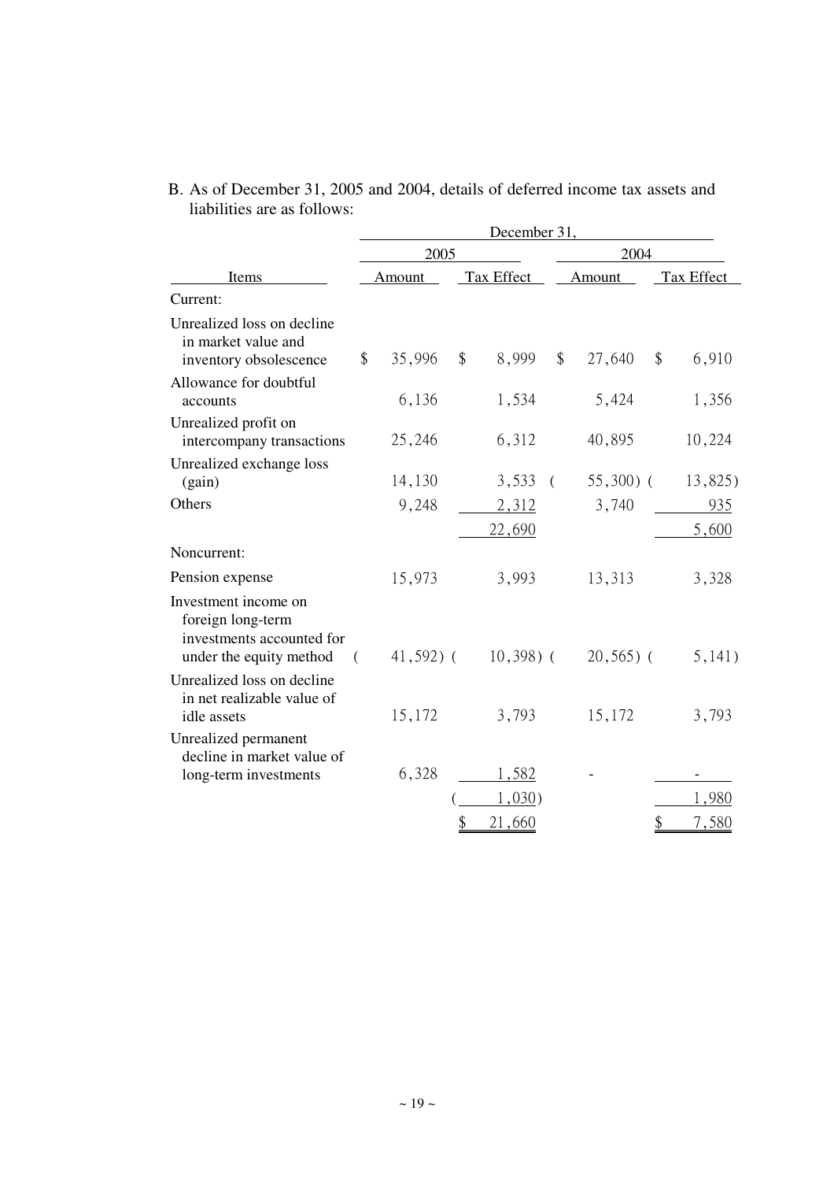B. As of December 31, 2005 and 2004, details of deferred income tax assets and liabilities are as follows:

| | December 31, | | | |
|---|---|---|---|---|
| | 2005 | | 2004 | |
| Items | Amount | Tax Effect | Amount | Tax Effect |
| Current: | | | | |
| Unrealized loss on decline in market value and inventory obsolescence | $ 35,996 | $ 8,999 | $ 27,640 | $ 6,910 |
| Allowance for doubtful accounts | 6,136 | 1,534 | 5,424 | 1,356 |
| Unrealized profit on intercompany transactions | 25,246 | 6,312 | 40,895 | 10,224 |
| Unrealized exchange loss (gain) | 14,130 | 3,533 | ( 55,300) | ( 13,825) |
| Others | 9,248 | 2,312 | 3,740 | 935 |
| | | 22,690 | | 5,600 |
| Noncurrent: | | | | |
| Pension expense | 15,973 | 3,993 | 13,313 | 3,328 |
| Investment income on foreign long-term investments accounted for under the equity method | ( 41,592) | ( 10,398) | ( 20,565) | ( 5,141) |
| Unrealized loss on decline in net realizable value of idle assets | 15,172 | 3,793 | 15,172 | 3,793 |
| Unrealized permanent decline in market value of long-term investments | 6,328 | 1,582 | - | - |
| | | ( 1,030) | | 1,980 |
| | | $ 21,660 | | $ 7,580 |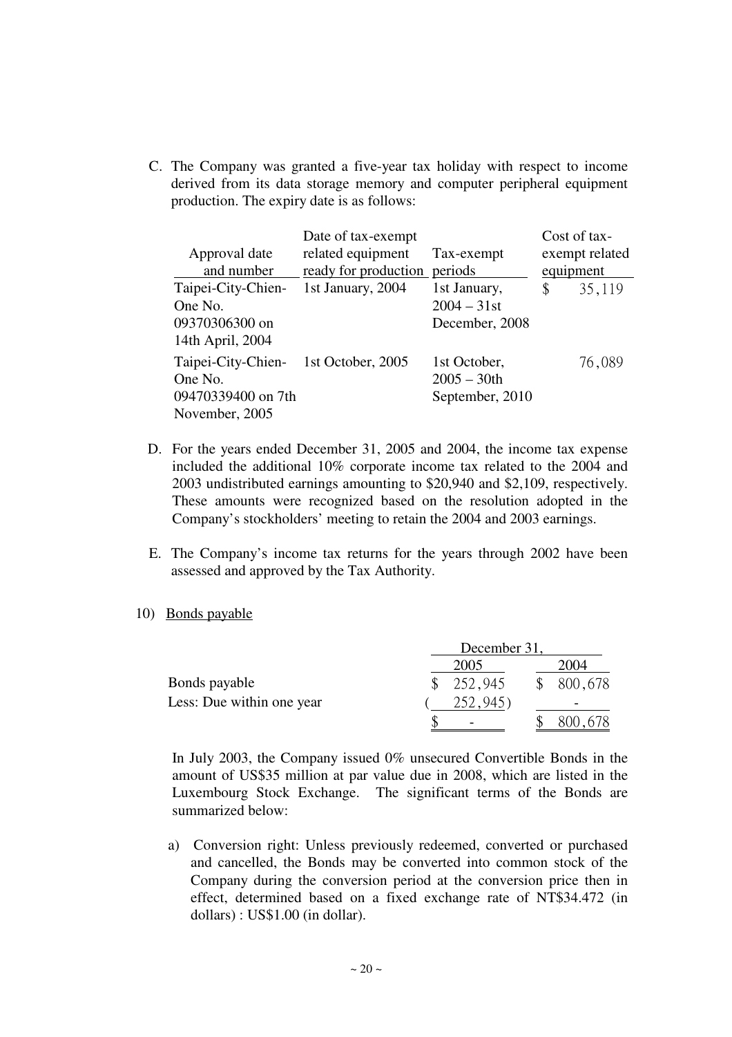C. The Company was granted a five-year tax holiday with respect to income derived from its data storage memory and computer peripheral equipment production. The expiry date is as follows:

| Approval date and number | Date of tax-exempt related equipment ready for production | Tax-exempt periods | Cost of tax-exempt related equipment |
|---|---|---|---|
| Taipei-City-Chien-One No. 09370306300 on 14th April, 2004 | 1st January, 2004 | 1st January, 2004 – 31st December, 2008 | $ 35,119 |
| Taipei-City-Chien-One No. 09470339400 on 7th November, 2005 | 1st October, 2005 | 1st October, 2005 – 30th September, 2010 | 76,089 |

D. For the years ended December 31, 2005 and 2004, the income tax expense included the additional 10% corporate income tax related to the 2004 and 2003 undistributed earnings amounting to $20,940 and $2,109, respectively. These amounts were recognized based on the resolution adopted in the Company's stockholders' meeting to retain the 2004 and 2003 earnings.

E. The Company's income tax returns for the years through 2002 have been assessed and approved by the Tax Authority.

10) Bonds payable

| | December 31, 2005 | December 31, 2004 |
|---|---|---|
| Bonds payable | $ 252,945 | $ 800,678 |
| Less: Due within one year | ( 252,945) | - |
| | $ - | $ 800,678 |

In July 2003, the Company issued 0% unsecured Convertible Bonds in the amount of US$35 million at par value due in 2008, which are listed in the Luxembourg Stock Exchange. The significant terms of the Bonds are summarized below:

a) Conversion right: Unless previously redeemed, converted or purchased and cancelled, the Bonds may be converted into common stock of the Company during the conversion period at the conversion price then in effect, determined based on a fixed exchange rate of NT$34.472 (in dollars) : US$1.00 (in dollar).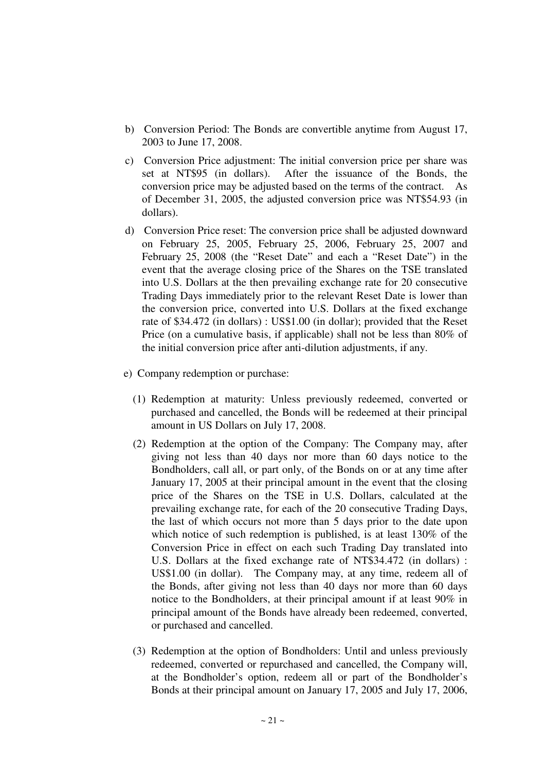b) Conversion Period: The Bonds are convertible anytime from August 17, 2003 to June 17, 2008.

c) Conversion Price adjustment: The initial conversion price per share was set at NT$95 (in dollars). After the issuance of the Bonds, the conversion price may be adjusted based on the terms of the contract. As of December 31, 2005, the adjusted conversion price was NT$54.93 (in dollars).

d) Conversion Price reset: The conversion price shall be adjusted downward on February 25, 2005, February 25, 2006, February 25, 2007 and February 25, 2008 (the "Reset Date" and each a "Reset Date") in the event that the average closing price of the Shares on the TSE translated into U.S. Dollars at the then prevailing exchange rate for 20 consecutive Trading Days immediately prior to the relevant Reset Date is lower than the conversion price, converted into U.S. Dollars at the fixed exchange rate of $34.472 (in dollars) : US$1.00 (in dollar); provided that the Reset Price (on a cumulative basis, if applicable) shall not be less than 80% of the initial conversion price after anti-dilution adjustments, if any.

e) Company redemption or purchase:

(1) Redemption at maturity: Unless previously redeemed, converted or purchased and cancelled, the Bonds will be redeemed at their principal amount in US Dollars on July 17, 2008.

(2) Redemption at the option of the Company: The Company may, after giving not less than 40 days nor more than 60 days notice to the Bondholders, call all, or part only, of the Bonds on or at any time after January 17, 2005 at their principal amount in the event that the closing price of the Shares on the TSE in U.S. Dollars, calculated at the prevailing exchange rate, for each of the 20 consecutive Trading Days, the last of which occurs not more than 5 days prior to the date upon which notice of such redemption is published, is at least 130% of the Conversion Price in effect on each such Trading Day translated into U.S. Dollars at the fixed exchange rate of NT$34.472 (in dollars) : US$1.00 (in dollar). The Company may, at any time, redeem all of the Bonds, after giving not less than 40 days nor more than 60 days notice to the Bondholders, at their principal amount if at least 90% in principal amount of the Bonds have already been redeemed, converted, or purchased and cancelled.

(3) Redemption at the option of Bondholders: Until and unless previously redeemed, converted or repurchased and cancelled, the Company will, at the Bondholder's option, redeem all or part of the Bondholder's Bonds at their principal amount on January 17, 2005 and July 17, 2006,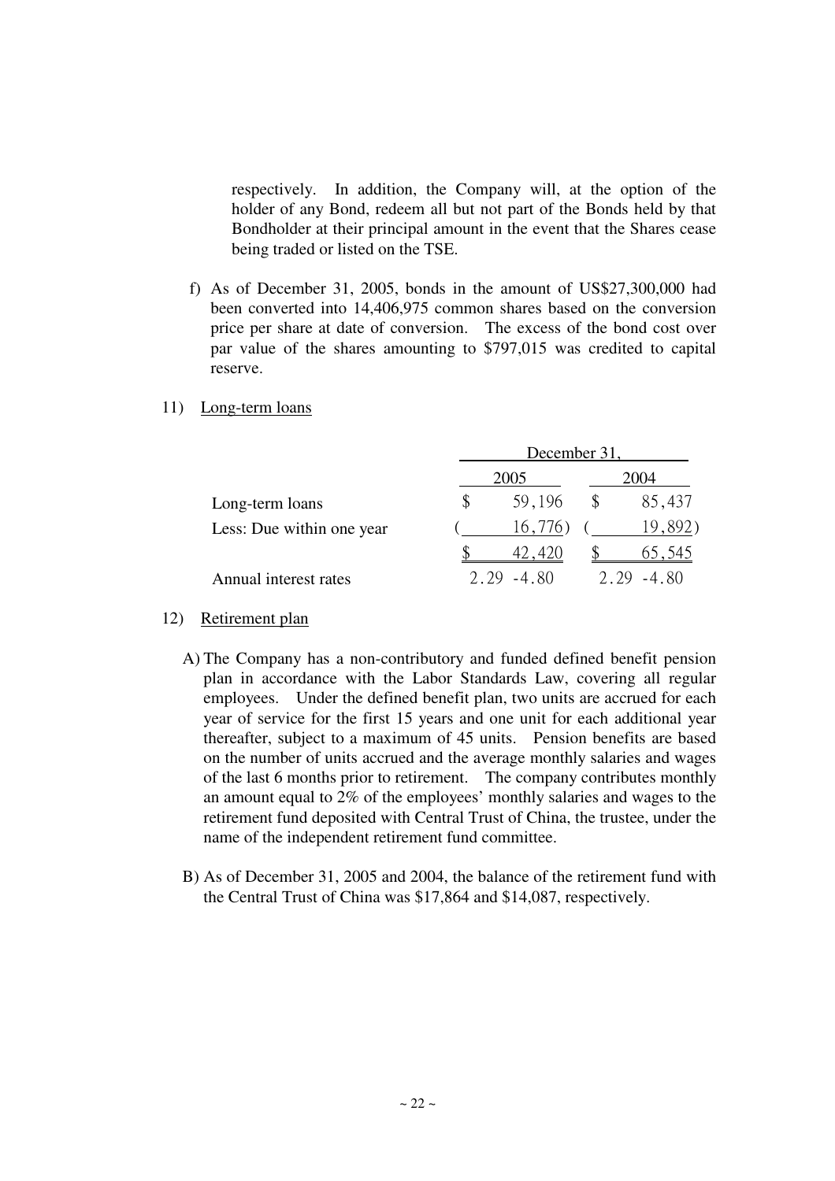respectively. In addition, the Company will, at the option of the holder of any Bond, redeem all but not part of the Bonds held by that Bondholder at their principal amount in the event that the Shares cease being traded or listed on the TSE.

f) As of December 31, 2005, bonds in the amount of US$27,300,000 had been converted into 14,406,975 common shares based on the conversion price per share at date of conversion. The excess of the bond cost over par value of the shares amounting to $797,015 was credited to capital reserve.

11) Long-term loans

| | December 31, | |
|---|---|---|
| | 2005 | 2004 |
| Long-term loans | $ 59,196 | $ 85,437 |
| Less: Due within one year | ( 16,776) | ( 19,892) |
| | $ 42,420 | $ 65,545 |
| Annual interest rates | 2.29 -4.80 | 2.29 -4.80 |

12) Retirement plan

A) The Company has a non-contributory and funded defined benefit pension plan in accordance with the Labor Standards Law, covering all regular employees. Under the defined benefit plan, two units are accrued for each year of service for the first 15 years and one unit for each additional year thereafter, subject to a maximum of 45 units. Pension benefits are based on the number of units accrued and the average monthly salaries and wages of the last 6 months prior to retirement. The company contributes monthly an amount equal to 2% of the employees' monthly salaries and wages to the retirement fund deposited with Central Trust of China, the trustee, under the name of the independent retirement fund committee.

B) As of December 31, 2005 and 2004, the balance of the retirement fund with the Central Trust of China was $17,864 and $14,087, respectively.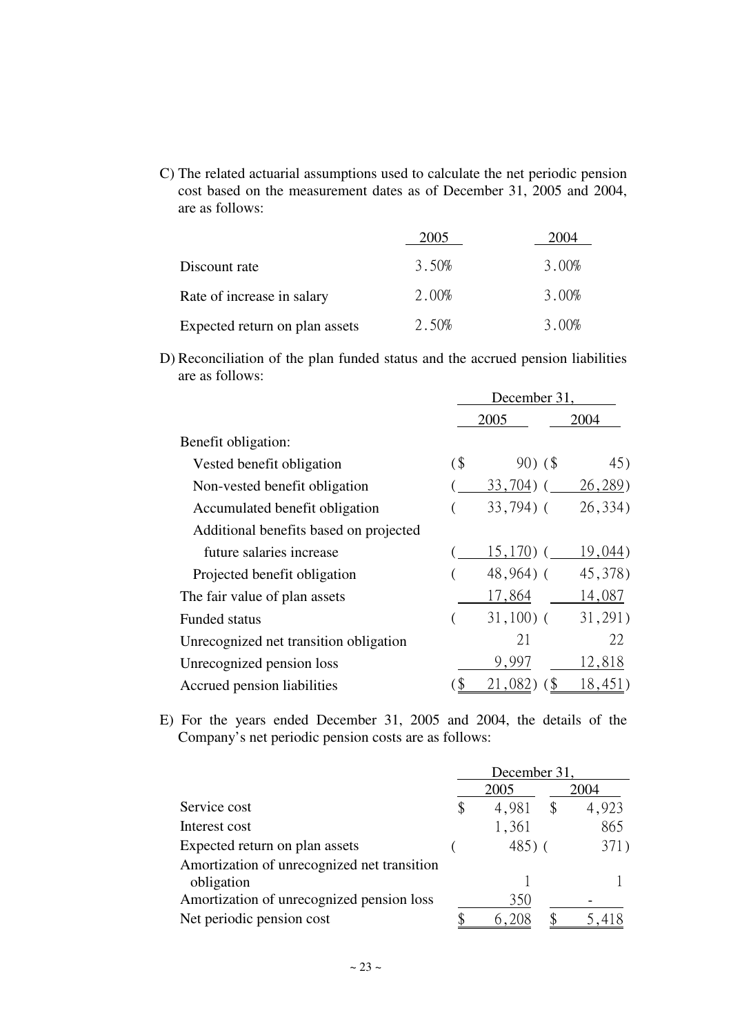C) The related actuarial assumptions used to calculate the net periodic pension cost based on the measurement dates as of December 31, 2005 and 2004, are as follows:

| | 2005 | 2004 |
|---|---|---|
| Discount rate | 3.50% | 3.00% |
| Rate of increase in salary | 2.00% | 3.00% |
| Expected return on plan assets | 2.50% | 3.00% |

D) Reconciliation of the plan funded status and the accrued pension liabilities are as follows:

| | December 31, | |
|---|---|---|
| | 2005 | 2004 |
| Benefit obligation: | | |
| Vested benefit obligation | ($ 90) | ($ 45) |
| Non-vested benefit obligation | ( 33,704) | ( 26,289) |
| Accumulated benefit obligation | ( 33,794) | ( 26,334) |
| Additional benefits based on projected future salaries increase | ( 15,170) | ( 19,044) |
| Projected benefit obligation | ( 48,964) | ( 45,378) |
| The fair value of plan assets | 17,864 | 14,087 |
| Funded status | ( 31,100) | ( 31,291) |
| Unrecognized net transition obligation | 21 | 22 |
| Unrecognized pension loss | 9,997 | 12,818 |
| Accrued pension liabilities | ($ 21,082) | ($ 18,451) |

E) For the years ended December 31, 2005 and 2004, the details of the Company's net periodic pension costs are as follows:

| | December 31, | |
|---|---|---|
| | 2005 | 2004 |
| Service cost | $ 4,981 | $ 4,923 |
| Interest cost | 1,361 | 865 |
| Expected return on plan assets | ( 485) | ( 371) |
| Amortization of unrecognized net transition obligation | 1 | 1 |
| Amortization of unrecognized pension loss | 350 | - |
| Net periodic pension cost | $ 6,208 | $ 5,418 |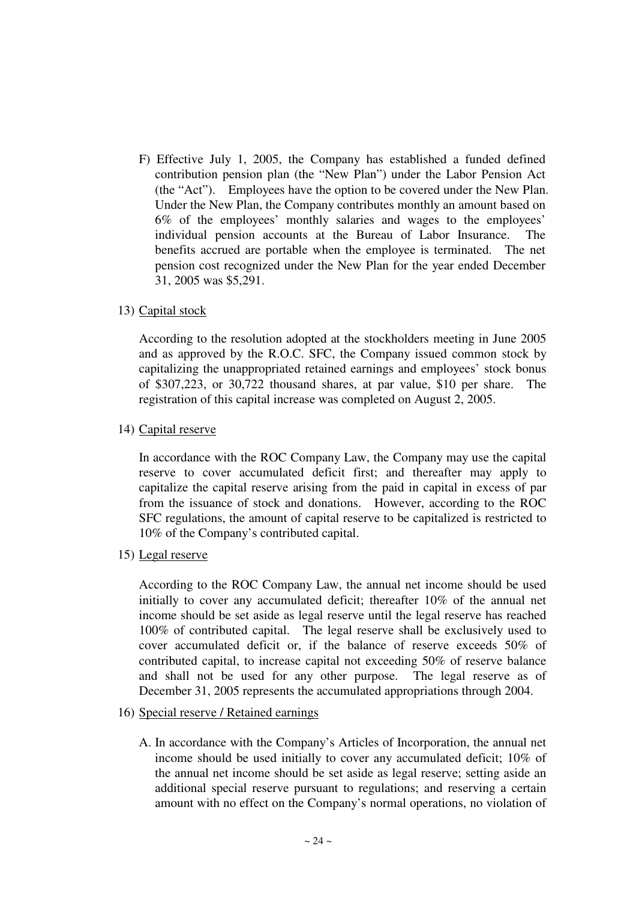F) Effective July 1, 2005, the Company has established a funded defined contribution pension plan (the "New Plan") under the Labor Pension Act (the "Act"). Employees have the option to be covered under the New Plan. Under the New Plan, the Company contributes monthly an amount based on 6% of the employees' monthly salaries and wages to the employees' individual pension accounts at the Bureau of Labor Insurance. The benefits accrued are portable when the employee is terminated. The net pension cost recognized under the New Plan for the year ended December 31, 2005 was $5,291.

13) Capital stock

According to the resolution adopted at the stockholders meeting in June 2005 and as approved by the R.O.C. SFC, the Company issued common stock by capitalizing the unappropriated retained earnings and employees' stock bonus of $307,223, or 30,722 thousand shares, at par value, $10 per share. The registration of this capital increase was completed on August 2, 2005.

14) Capital reserve

In accordance with the ROC Company Law, the Company may use the capital reserve to cover accumulated deficit first; and thereafter may apply to capitalize the capital reserve arising from the paid in capital in excess of par from the issuance of stock and donations. However, according to the ROC SFC regulations, the amount of capital reserve to be capitalized is restricted to 10% of the Company's contributed capital.

15) Legal reserve

According to the ROC Company Law, the annual net income should be used initially to cover any accumulated deficit; thereafter 10% of the annual net income should be set aside as legal reserve until the legal reserve has reached 100% of contributed capital. The legal reserve shall be exclusively used to cover accumulated deficit or, if the balance of reserve exceeds 50% of contributed capital, to increase capital not exceeding 50% of reserve balance and shall not be used for any other purpose. The legal reserve as of December 31, 2005 represents the accumulated appropriations through 2004.

16) Special reserve / Retained earnings

A. In accordance with the Company's Articles of Incorporation, the annual net income should be used initially to cover any accumulated deficit; 10% of the annual net income should be set aside as legal reserve; setting aside an additional special reserve pursuant to regulations; and reserving a certain amount with no effect on the Company's normal operations, no violation of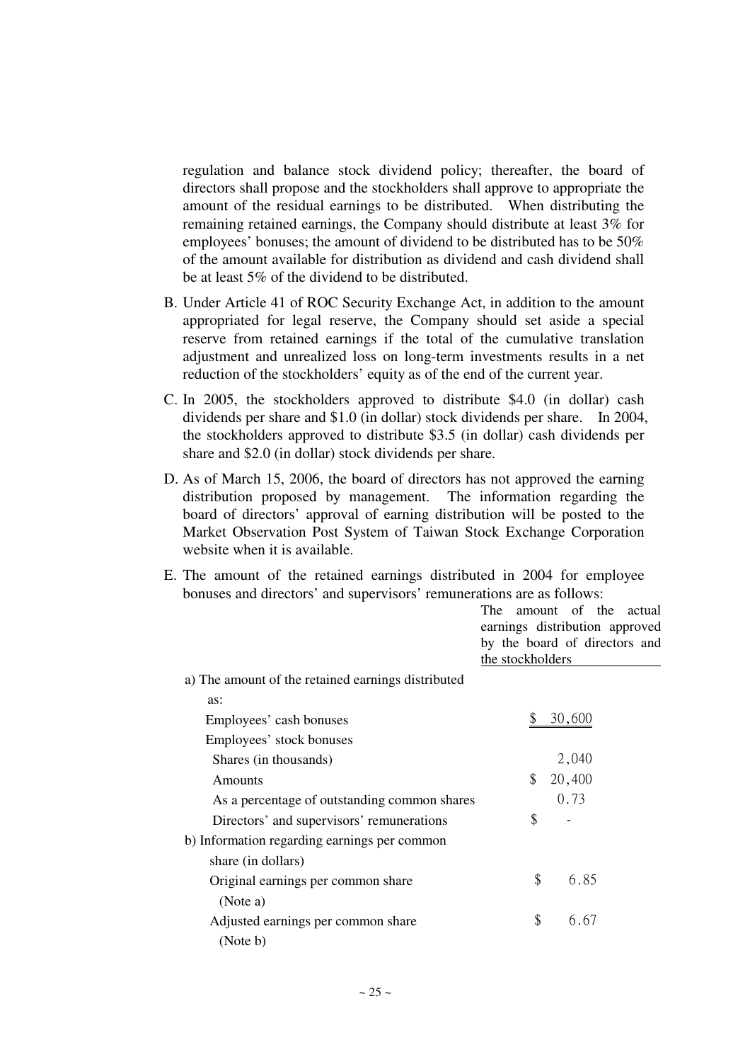regulation and balance stock dividend policy; thereafter, the board of directors shall propose and the stockholders shall approve to appropriate the amount of the residual earnings to be distributed. When distributing the remaining retained earnings, the Company should distribute at least 3% for employees' bonuses; the amount of dividend to be distributed has to be 50% of the amount available for distribution as dividend and cash dividend shall be at least 5% of the dividend to be distributed.

B. Under Article 41 of ROC Security Exchange Act, in addition to the amount appropriated for legal reserve, the Company should set aside a special reserve from retained earnings if the total of the cumulative translation adjustment and unrealized loss on long-term investments results in a net reduction of the stockholders' equity as of the end of the current year.

C. In 2005, the stockholders approved to distribute \$4.0 (in dollar) cash dividends per share and \$1.0 (in dollar) stock dividends per share. In 2004, the stockholders approved to distribute \$3.5 (in dollar) cash dividends per share and \$2.0 (in dollar) stock dividends per share.

D. As of March 15, 2006, the board of directors has not approved the earning distribution proposed by management. The information regarding the board of directors' approval of earning distribution will be posted to the Market Observation Post System of Taiwan Stock Exchange Corporation website when it is available.

E. The amount of the retained earnings distributed in 2004 for employee bonuses and directors' and supervisors' remunerations are as follows:

| | The amount of the actual earnings distribution approved by the board of directors and the stockholders |
|---|---|
| a) The amount of the retained earnings distributed as: | |
| Employees' cash bonuses | \$ 30,600 |
| Employees' stock bonuses | |
| Shares (in thousands) | 2,040 |
| Amounts | \$ 20,400 |
| As a percentage of outstanding common shares | 0.73 |
| Directors' and supervisors' remunerations | \$ - |
| b) Information regarding earnings per common share (in dollars) | |
| Original earnings per common share (Note a) | \$ 6.85 |
| Adjusted earnings per common share (Note b) | \$ 6.67 |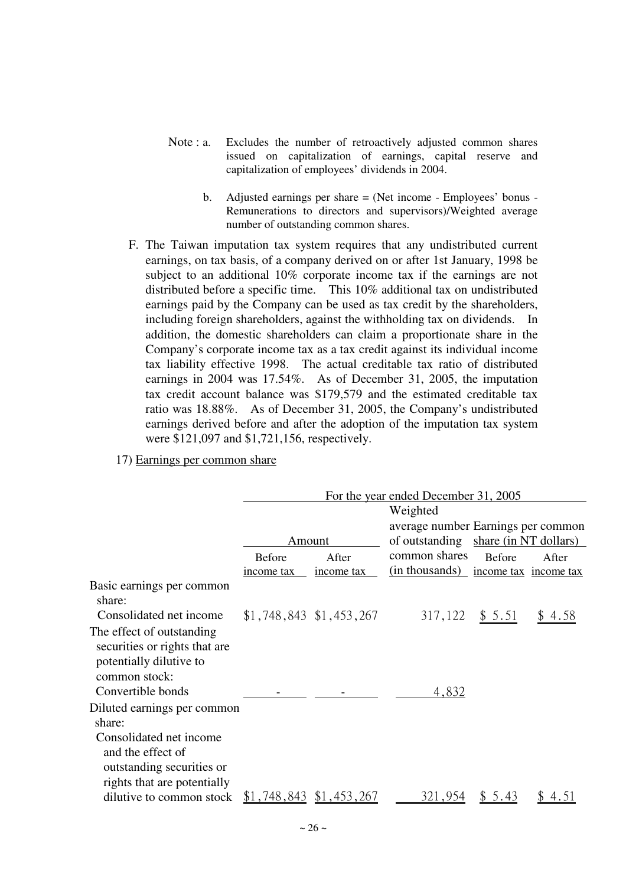Note : a. Excludes the number of retroactively adjusted common shares issued on capitalization of earnings, capital reserve and capitalization of employees' dividends in 2004.

b. Adjusted earnings per share = (Net income - Employees' bonus - Remunerations to directors and supervisors)/Weighted average number of outstanding common shares.

F. The Taiwan imputation tax system requires that any undistributed current earnings, on tax basis, of a company derived on or after 1st January, 1998 be subject to an additional 10% corporate income tax if the earnings are not distributed before a specific time. This 10% additional tax on undistributed earnings paid by the Company can be used as tax credit by the shareholders, including foreign shareholders, against the withholding tax on dividends. In addition, the domestic shareholders can claim a proportionate share in the Company's corporate income tax as a tax credit against its individual income tax liability effective 1998. The actual creditable tax ratio of distributed earnings in 2004 was 17.54%. As of December 31, 2005, the imputation tax credit account balance was $179,579 and the estimated creditable tax ratio was 18.88%. As of December 31, 2005, the Company's undistributed earnings derived before and after the adoption of the imputation tax system were $121,097 and $1,721,156, respectively.

17) Earnings per common share

| | For the year ended December 31, 2005 | | | | |
|---|---|---|---|---|---|
| | Amount | | Weighted average number of outstanding common shares (in thousands) | Earnings per common share (in NT dollars) | |
| | Before income tax | After income tax | | Before income tax | After income tax |
| Basic earnings per common share: | | | | | |
| Consolidated net income | $1,748,843 | $1,453,267 | 317,122 | $ 5.51 | $ 4.58 |
| The effect of outstanding securities or rights that are potentially dilutive to common stock: | | | | | |
| Convertible bonds | - | - | 4,832 | | |
| Diluted earnings per common share: | | | | | |
| Consolidated net income and the effect of outstanding securities or rights that are potentially dilutive to common stock | $1,748,843 | $1,453,267 | 321,954 | $ 5.43 | $ 4.51 |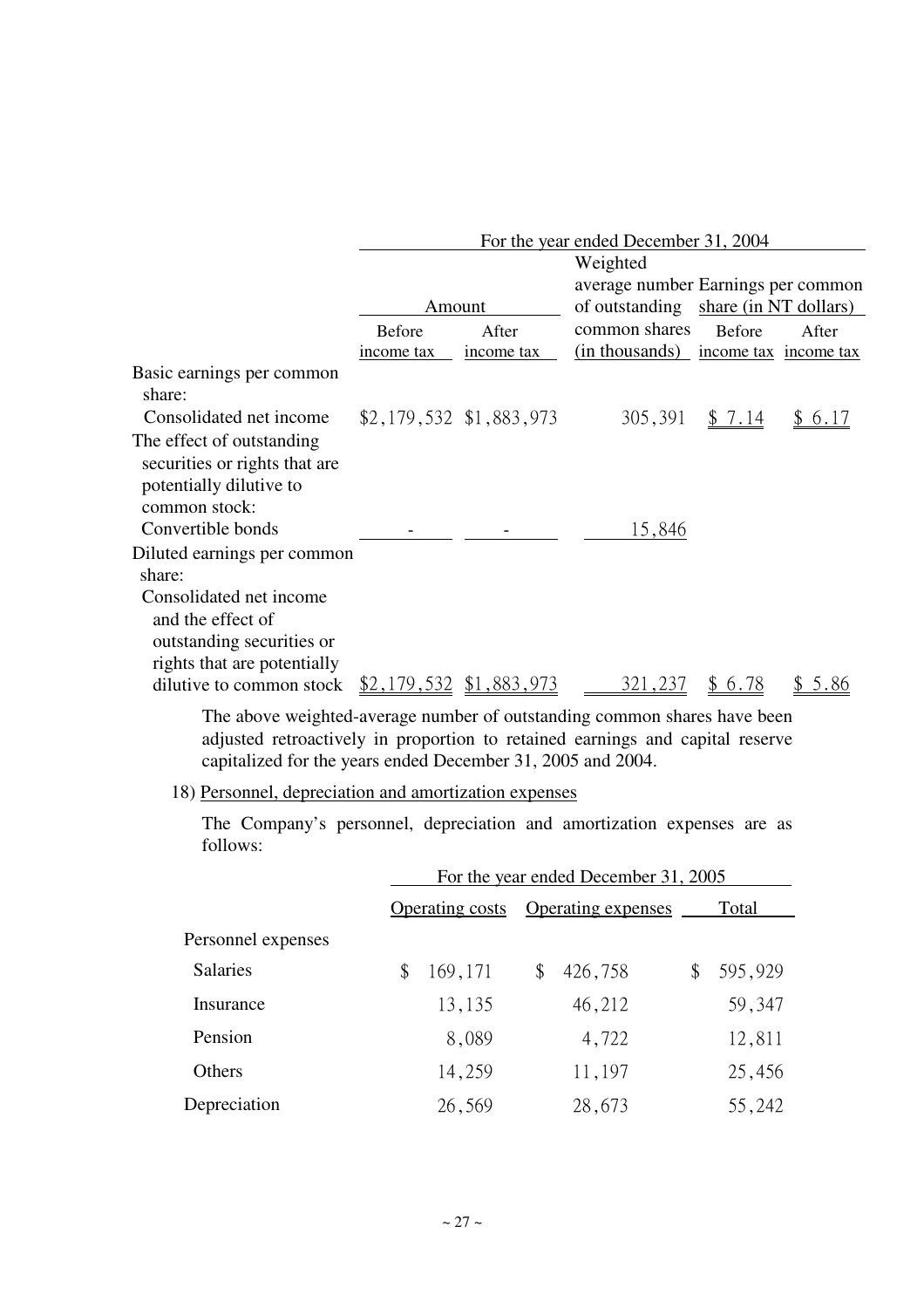| | For the year ended December 31, 2004 | | | | |
|---|---|---|---|---|---|
| | Amount | | Weighted average number of outstanding common shares (in thousands) | Earnings per common share (in NT dollars) | |
| | Before income tax | After income tax | | Before income tax | After income tax |
| Basic earnings per common share: | | | | | |
| Consolidated net income | $2,179,532 | $1,883,973 | 305,391 | $ 7.14 | $ 6.17 |
| The effect of outstanding securities or rights that are potentially dilutive to common stock: | | | | | |
| Convertible bonds | - | - | 15,846 | | |
| Diluted earnings per common share: | | | | | |
| Consolidated net income and the effect of outstanding securities or rights that are potentially dilutive to common stock | $2,179,532 | $1,883,973 | 321,237 | $ 6.78 | $ 5.86 |

The above weighted-average number of outstanding common shares have been adjusted retroactively in proportion to retained earnings and capital reserve capitalized for the years ended December 31, 2005 and 2004.

18) Personnel, depreciation and amortization expenses

The Company's personnel, depreciation and amortization expenses are as follows:

| | For the year ended December 31, 2005 | | |
|---|---|---|---|
| | Operating costs | Operating expenses | Total |
| Personnel expenses | | | |
| Salaries | $ 169,171 | $ 426,758 | $ 595,929 |
| Insurance | 13,135 | 46,212 | 59,347 |
| Pension | 8,089 | 4,722 | 12,811 |
| Others | 14,259 | 11,197 | 25,456 |
| Depreciation | 26,569 | 28,673 | 55,242 |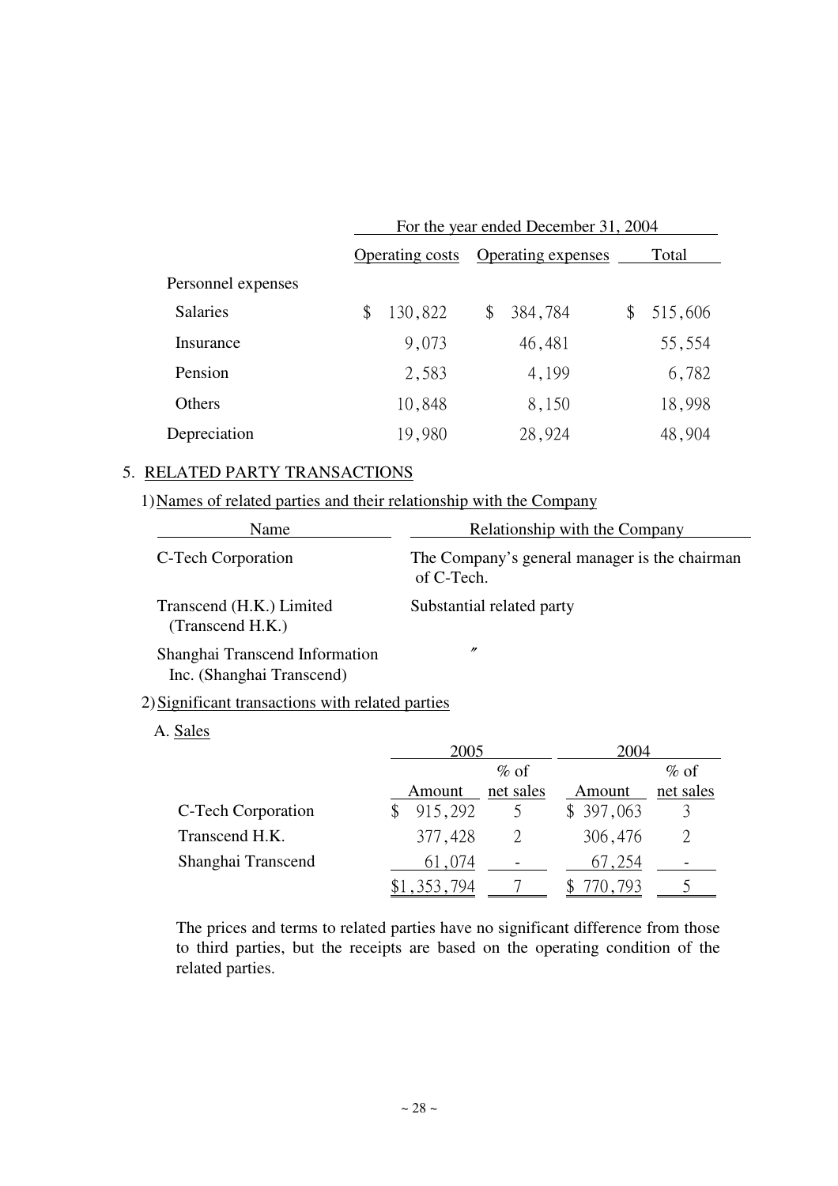| | For the year ended December 31, 2004 | | |
|---|---|---|---|
| | Operating costs | Operating expenses | Total |
| Personnel expenses | | | |
| Salaries | $ 130,822 | $ 384,784 | $ 515,606 |
| Insurance | 9,073 | 46,481 | 55,554 |
| Pension | 2,583 | 4,199 | 6,782 |
| Others | 10,848 | 8,150 | 18,998 |
| Depreciation | 19,980 | 28,924 | 48,904 |

## 5. RELATED PARTY TRANSACTIONS

### 1) Names of related parties and their relationship with the Company

| Name | Relationship with the Company |
|---|---|
| C-Tech Corporation | The Company's general manager is the chairman of C-Tech. |
| Transcend (H.K.) Limited (Transcend H.K.) | Substantial related party |
| Shanghai Transcend Information Inc. (Shanghai Transcend) | 〃 |

### 2) Significant transactions with related parties

A. Sales

| | 2005 | | 2004 | |
|---|---|---|---|---|
| | Amount | % of net sales | Amount | % of net sales |
| C-Tech Corporation | $ 915,292 | 5 | $ 397,063 | 3 |
| Transcend H.K. | 377,428 | 2 | 306,476 | 2 |
| Shanghai Transcend | 61,074 | - | 67,254 | - |
| | $1,353,794 | 7 | $ 770,793 | 5 |

The prices and terms to related parties have no significant difference from those to third parties, but the receipts are based on the operating condition of the related parties.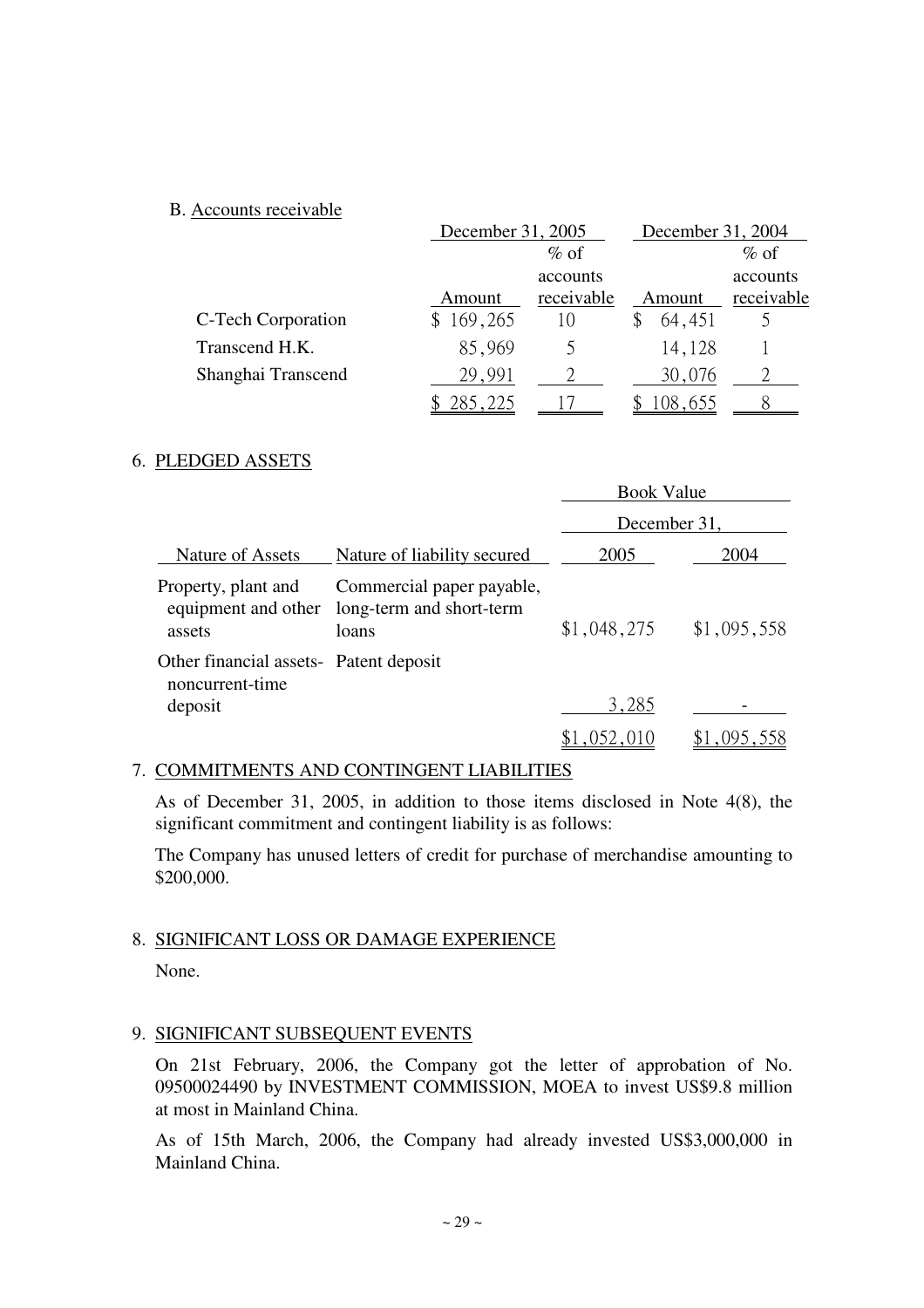B. Accounts receivable

| | December 31, 2005 | | December 31, 2004 | |
|---|---|---|---|---|
| | Amount | % of accounts receivable | Amount | % of accounts receivable |
| C-Tech Corporation | $ 169,265 | 10 | $ 64,451 | 5 |
| Transcend H.K. | 85,969 | 5 | 14,128 | 1 |
| Shanghai Transcend | 29,991 | 2 | 30,076 | 2 |
| | $ 285,225 | 17 | $ 108,655 | 8 |

## 6. PLEDGED ASSETS

| | | Book Value | |
|---|---|---|---|
| | | December 31, | |
| Nature of Assets | Nature of liability secured | 2005 | 2004 |
| Property, plant and equipment and other assets | Commercial paper payable, long-term and short-term loans | $1,048,275 | $1,095,558 |
| Other financial assets-noncurrent-time deposit | Patent deposit | 3,285 | - |
| | | $1,052,010 | $1,095,558 |

## 7. COMMITMENTS AND CONTINGENT LIABILITIES

As of December 31, 2005, in addition to those items disclosed in Note 4(8), the significant commitment and contingent liability is as follows:

The Company has unused letters of credit for purchase of merchandise amounting to $200,000.

## 8. SIGNIFICANT LOSS OR DAMAGE EXPERIENCE

None.

## 9. SIGNIFICANT SUBSEQUENT EVENTS

On 21st February, 2006, the Company got the letter of approbation of No. 09500024490 by INVESTMENT COMMISSION, MOEA to invest US$9.8 million at most in Mainland China.

As of 15th March, 2006, the Company had already invested US$3,000,000 in Mainland China.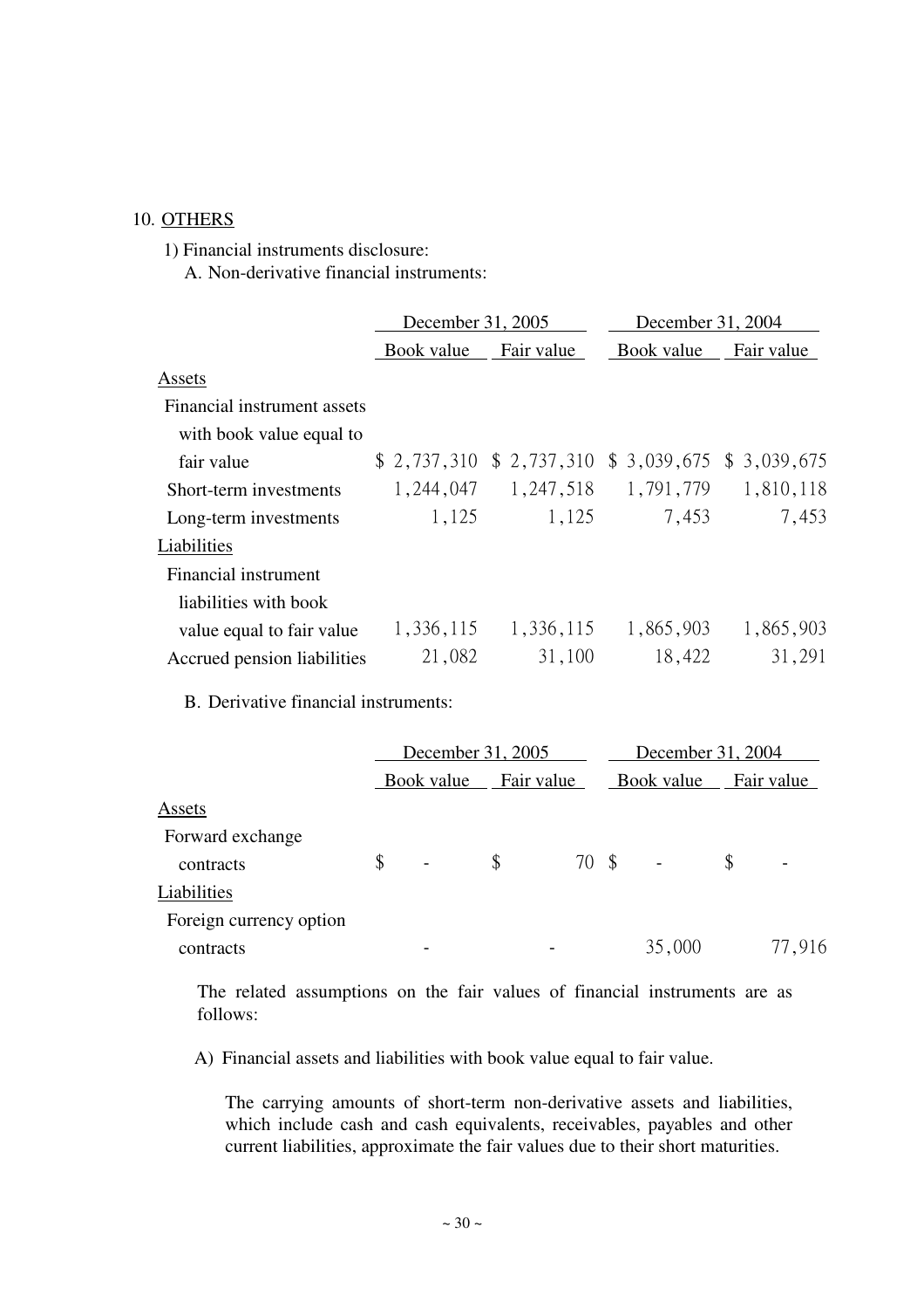## 10. OTHERS

1) Financial instruments disclosure:

A. Non-derivative financial instruments:

| | December 31, 2005 | | December 31, 2004 | |
|---|---|---|---|---|
| | Book value | Fair value | Book value | Fair value |
| Assets | | | | |
| Financial instrument assets with book value equal to fair value | $ 2,737,310 | $ 2,737,310 | $ 3,039,675 | $ 3,039,675 |
| Short-term investments | 1,244,047 | 1,247,518 | 1,791,779 | 1,810,118 |
| Long-term investments | 1,125 | 1,125 | 7,453 | 7,453 |
| Liabilities | | | | |
| Financial instrument liabilities with book value equal to fair value | 1,336,115 | 1,336,115 | 1,865,903 | 1,865,903 |
| Accrued pension liabilities | 21,082 | 31,100 | 18,422 | 31,291 |

B. Derivative financial instruments:

| | December 31, 2005 | | December 31, 2004 | |
|---|---|---|---|---|
| | Book value | Fair value | Book value | Fair value |
| Assets | | | | |
| Forward exchange contracts | $ - | $ 70 | $ - | $ - |
| Liabilities | | | | |
| Foreign currency option contracts | - | - | 35,000 | 77,916 |

The related assumptions on the fair values of financial instruments are as follows:

A) Financial assets and liabilities with book value equal to fair value.

The carrying amounts of short-term non-derivative assets and liabilities, which include cash and cash equivalents, receivables, payables and other current liabilities, approximate the fair values due to their short maturities.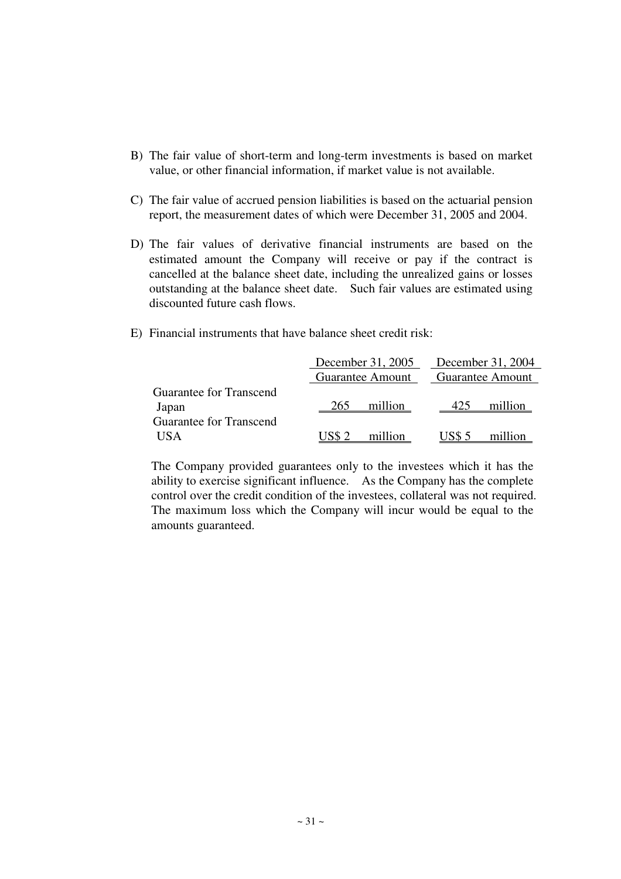B) The fair value of short-term and long-term investments is based on market value, or other financial information, if market value is not available.

C) The fair value of accrued pension liabilities is based on the actuarial pension report, the measurement dates of which were December 31, 2005 and 2004.

D) The fair values of derivative financial instruments are based on the estimated amount the Company will receive or pay if the contract is cancelled at the balance sheet date, including the unrealized gains or losses outstanding at the balance sheet date. Such fair values are estimated using discounted future cash flows.

E) Financial instruments that have balance sheet credit risk:

| | December 31, 2005 | December 31, 2004 |
|---|---|---|
| | Guarantee Amount | Guarantee Amount |
| Guarantee for Transcend Japan | 265 million | 425 million |
| Guarantee for Transcend USA | US$ 2 million | US$ 5 million |

The Company provided guarantees only to the investees which it has the ability to exercise significant influence. As the Company has the complete control over the credit condition of the investees, collateral was not required. The maximum loss which the Company will incur would be equal to the amounts guaranteed.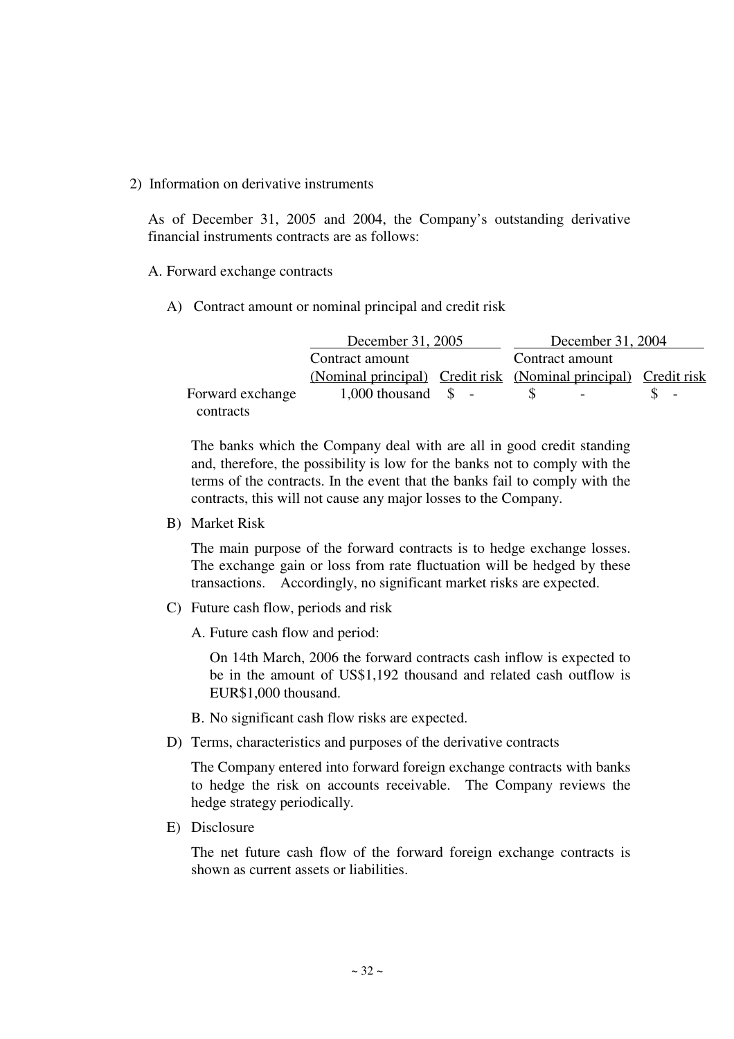2) Information on derivative instruments

As of December 31, 2005 and 2004, the Company's outstanding derivative financial instruments contracts are as follows:

A. Forward exchange contracts

A) Contract amount or nominal principal and credit risk

| | December 31, 2005 | | December 31, 2004 | |
|---|---|---|---|---|
| | Contract amount (Nominal principal) | Credit risk | Contract amount (Nominal principal) | Credit risk |
| Forward exchange contracts | 1,000 thousand | $ - | $ - | $ - |

The banks which the Company deal with are all in good credit standing and, therefore, the possibility is low for the banks not to comply with the terms of the contracts. In the event that the banks fail to comply with the contracts, this will not cause any major losses to the Company.

B) Market Risk

The main purpose of the forward contracts is to hedge exchange losses. The exchange gain or loss from rate fluctuation will be hedged by these transactions. Accordingly, no significant market risks are expected.

C) Future cash flow, periods and risk

A. Future cash flow and period:

On 14th March, 2006 the forward contracts cash inflow is expected to be in the amount of US$1,192 thousand and related cash outflow is EUR$1,000 thousand.

B. No significant cash flow risks are expected.

D) Terms, characteristics and purposes of the derivative contracts

The Company entered into forward foreign exchange contracts with banks to hedge the risk on accounts receivable. The Company reviews the hedge strategy periodically.

E) Disclosure

The net future cash flow of the forward foreign exchange contracts is shown as current assets or liabilities.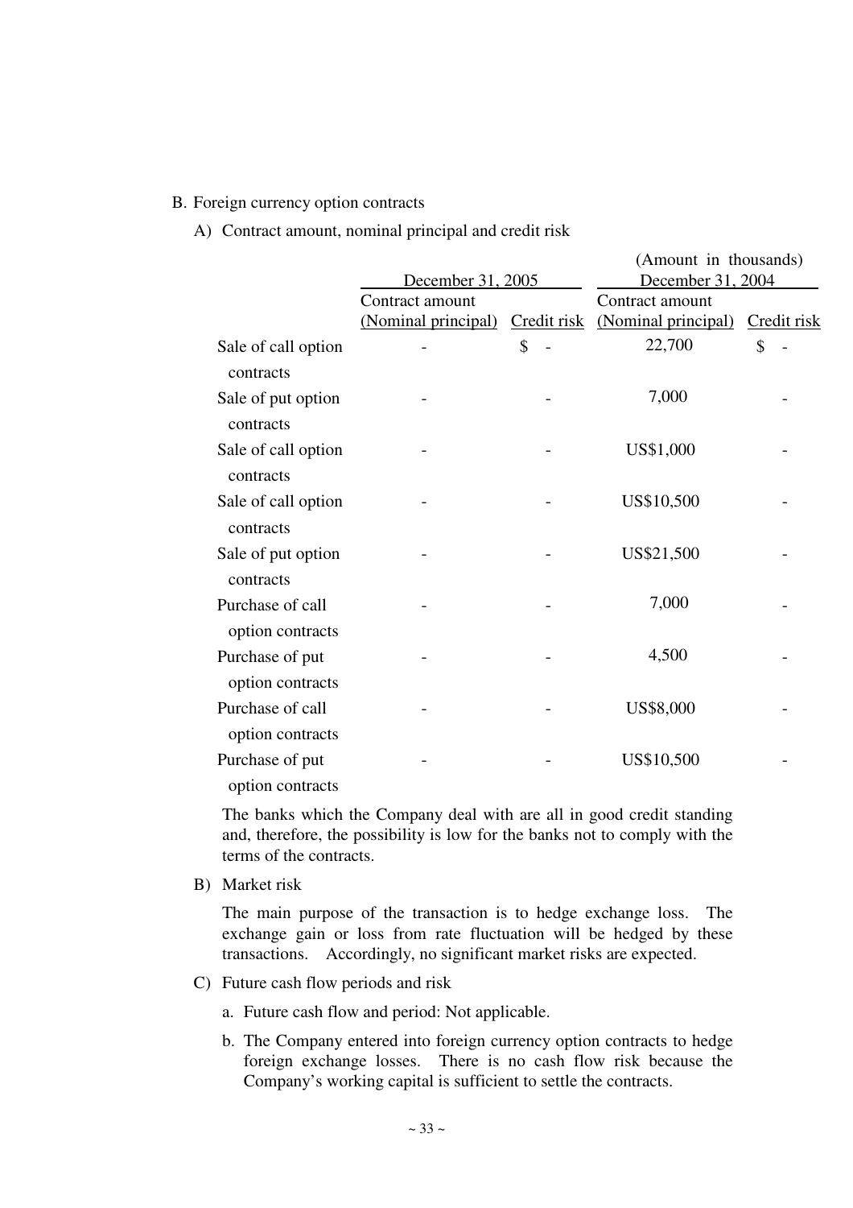B. Foreign currency option contracts

A) Contract amount, nominal principal and credit risk

(Amount in thousands)

| | December 31, 2005 | | December 31, 2004 | |
|---|---|---|---|---|
| | Contract amount (Nominal principal) | Credit risk | Contract amount (Nominal principal) | Credit risk |
| Sale of call option contracts | - | $ - | 22,700 | $ - |
| Sale of put option contracts | - | - | 7,000 | - |
| Sale of call option contracts | - | - | US$1,000 | - |
| Sale of call option contracts | - | - | US$10,500 | - |
| Sale of put option contracts | - | - | US$21,500 | - |
| Purchase of call option contracts | - | - | 7,000 | - |
| Purchase of put option contracts | - | - | 4,500 | - |
| Purchase of call option contracts | - | - | US$8,000 | - |
| Purchase of put option contracts | - | - | US$10,500 | - |

The banks which the Company deal with are all in good credit standing and, therefore, the possibility is low for the banks not to comply with the terms of the contracts.

B) Market risk

The main purpose of the transaction is to hedge exchange loss. The exchange gain or loss from rate fluctuation will be hedged by these transactions. Accordingly, no significant market risks are expected.

C) Future cash flow periods and risk

a. Future cash flow and period: Not applicable.

b. The Company entered into foreign currency option contracts to hedge foreign exchange losses. There is no cash flow risk because the Company's working capital is sufficient to settle the contracts.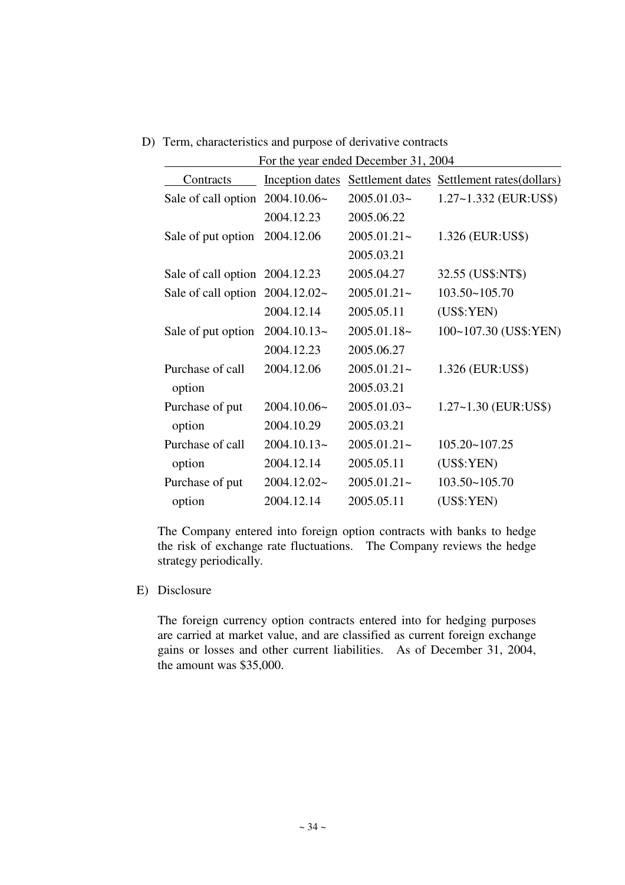D) Term, characteristics and purpose of derivative contracts

| For the year ended December 31, 2004 | | | |
|---|---|---|---|
| Contracts | Inception dates | Settlement dates | Settlement rates(dollars) |
| Sale of call option | 2004.10.06~ 2004.12.23 | 2005.01.03~ 2005.06.22 | 1.27~1.332 (EUR:US$) |
| Sale of put option | 2004.12.06 | 2005.01.21~ 2005.03.21 | 1.326 (EUR:US$) |
| Sale of call option | 2004.12.23 | 2005.04.27 | 32.55 (US$:NT$) |
| Sale of call option | 2004.12.02~ 2004.12.14 | 2005.01.21~ 2005.05.11 | 103.50~105.70 (US$:YEN) |
| Sale of put option | 2004.10.13~ 2004.12.23 | 2005.01.18~ 2005.06.27 | 100~107.30 (US$:YEN) |
| Purchase of call option | 2004.12.06 | 2005.01.21~ 2005.03.21 | 1.326 (EUR:US$) |
| Purchase of put option | 2004.10.06~ 2004.10.29 | 2005.01.03~ 2005.03.21 | 1.27~1.30 (EUR:US$) |
| Purchase of call option | 2004.10.13~ 2004.12.14 | 2005.01.21~ 2005.05.11 | 105.20~107.25 (US$:YEN) |
| Purchase of put option | 2004.12.02~ 2004.12.14 | 2005.01.21~ 2005.05.11 | 103.50~105.70 (US$:YEN) |

The Company entered into foreign option contracts with banks to hedge the risk of exchange rate fluctuations. The Company reviews the hedge strategy periodically.

E) Disclosure

The foreign currency option contracts entered into for hedging purposes are carried at market value, and are classified as current foreign exchange gains or losses and other current liabilities. As of December 31, 2004, the amount was $35,000.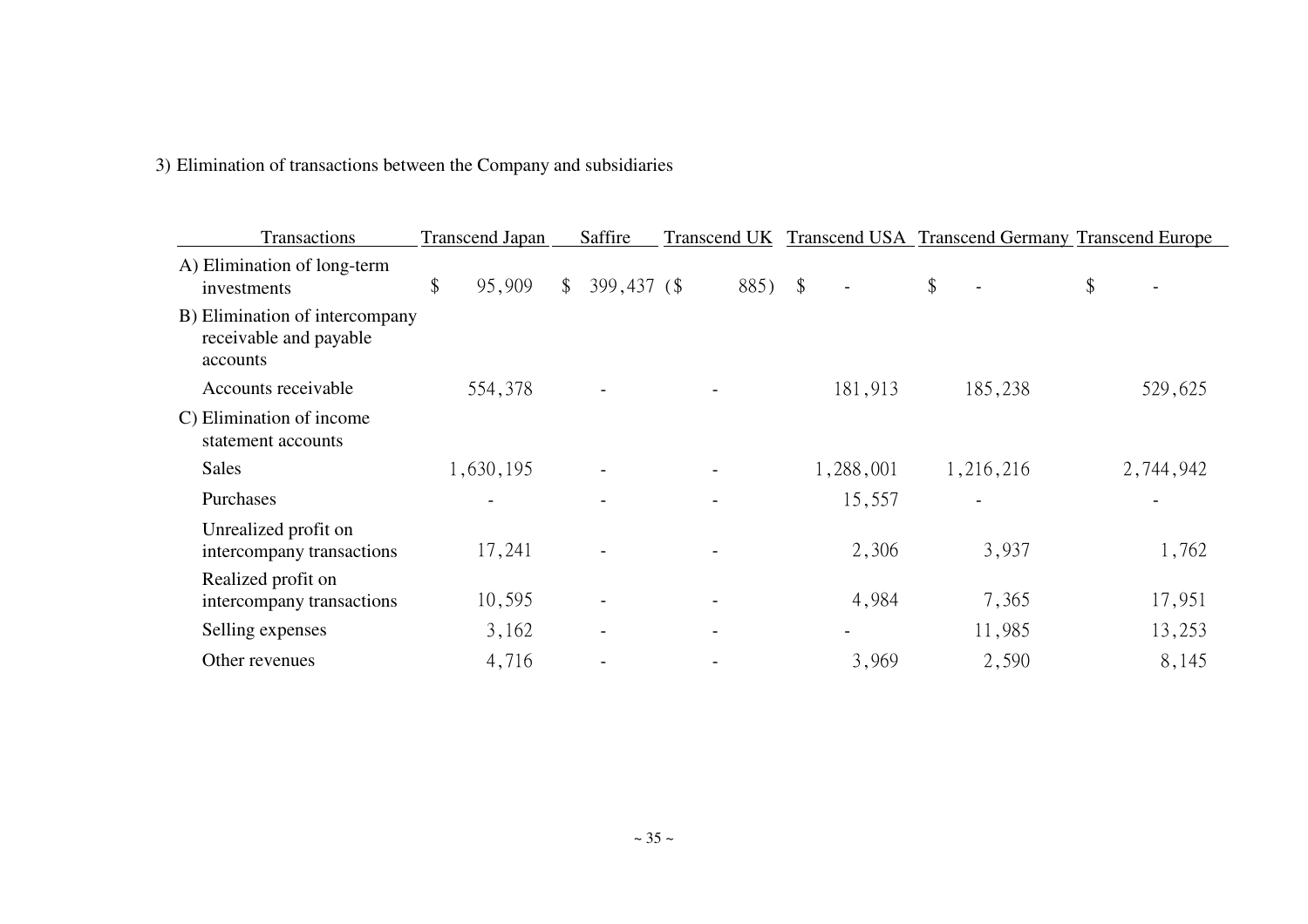3) Elimination of transactions between the Company and subsidiaries

| Transactions | Transcend Japan | Saffire | Transcend UK | Transcend USA | Transcend Germany | Transcend Europe |
|---|---|---|---|---|---|---|
| A) Elimination of long-term investments | $ 95,909 | $ 399,437 | ($ 885) | $ - | $ - | $ - |
| B) Elimination of intercompany receivable and payable accounts | | | | | | |
| Accounts receivable | 554,378 | - | - | 181,913 | 185,238 | 529,625 |
| C) Elimination of income statement accounts | | | | | | |
| Sales | 1,630,195 | - | - | 1,288,001 | 1,216,216 | 2,744,942 |
| Purchases | - | - | - | 15,557 | - | - |
| Unrealized profit on intercompany transactions | 17,241 | - | - | 2,306 | 3,937 | 1,762 |
| Realized profit on intercompany transactions | 10,595 | - | - | 4,984 | 7,365 | 17,951 |
| Selling expenses | 3,162 | - | - | - | 11,985 | 13,253 |
| Other revenues | 4,716 | - | - | 3,969 | 2,590 | 8,145 |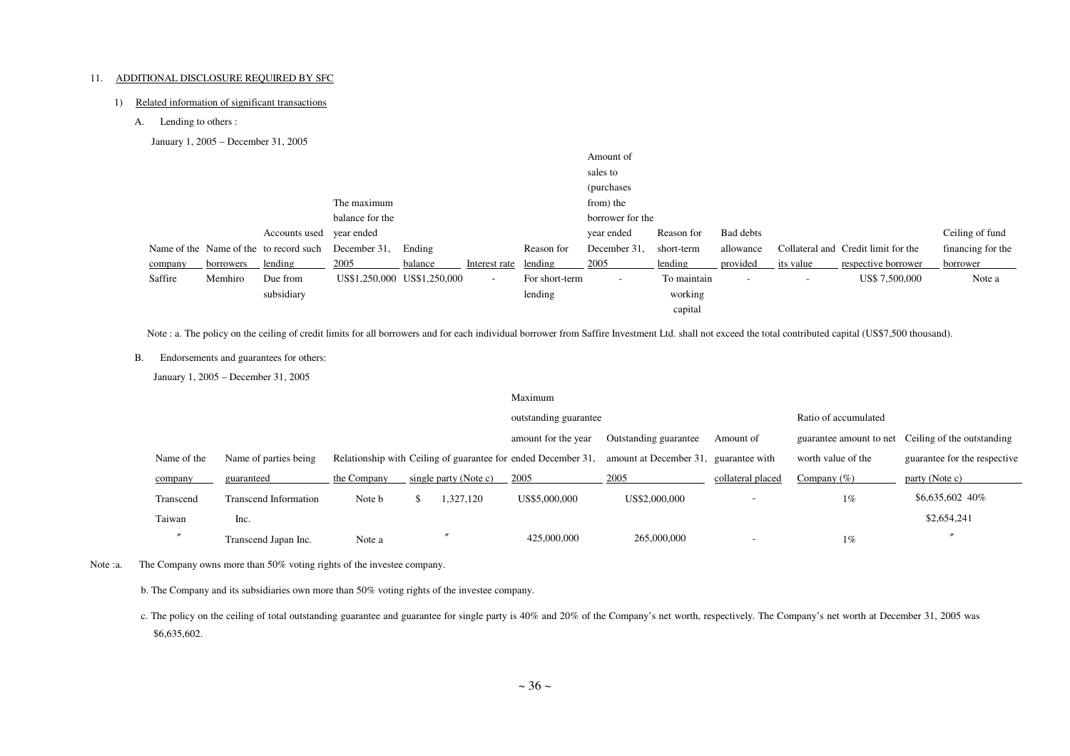11. ADDITIONAL DISCLOSURE REQUIRED BY SFC

1) Related information of significant transactions

A. Lending to others :

January 1, 2005 – December 31, 2005

| Name of the company | Name of the borrowers | Accounts used to record such lending | The maximum balance for the year ended December 31, 2005 | Ending balance | Interest rate | Reason for lending | Amount of sales to (purchases from) the borrower for the year ended December 31, 2005 | Reason for short-term lending | Bad debts allowance provided | Collateral and its value | Credit limit for the respective borrower | Ceiling of fund financing for the borrower |
|---|---|---|---|---|---|---|---|---|---|---|---|---|
| Saffire | Memhiro | Due from subsidiary | US$1,250,000 | US$1,250,000 | - | For short-term lending | - | To maintain working capital | - | - | US$ 7,500,000 | Note a |

Note : a. The policy on the ceiling of credit limits for all borrowers and for each individual borrower from Saffire Investment Ltd. shall not exceed the total contributed capital (US$7,500 thousand).

B. Endorsements and guarantees for others:

January 1, 2005 – December 31, 2005

| Name of the company | Name of parties being guaranteed | Relationship with the Company | Ceiling of guarantee for single party (Note c) | Maximum outstanding guarantee amount for the year ended December 31, 2005 | Outstanding guarantee amount at December 31, 2005 | Amount of guarantee with collateral placed | Ratio of accumulated guarantee amount to net worth value of the Company (%) | Ceiling of the outstanding guarantee for the respective party (Note c) |
|---|---|---|---|---|---|---|---|---|
| Transcend Taiwan | Transcend Information Inc. | Note b | $ 1,327,120 | US$5,000,000 | US$2,000,000 | - | 1% | \$6,635,602 40% \$2,654,241 |
| 〃 | Transcend Japan Inc. | Note a | 〃 | 425,000,000 | 265,000,000 | - | 1% | 〃 |

Note :a. The Company owns more than 50% voting rights of the investee company.

b. The Company and its subsidiaries own more than 50% voting rights of the investee company.

c. The policy on the ceiling of total outstanding guarantee and guarantee for single party is 40% and 20% of the Company's net worth, respectively. The Company's net worth at December 31, 2005 was $6,635,602.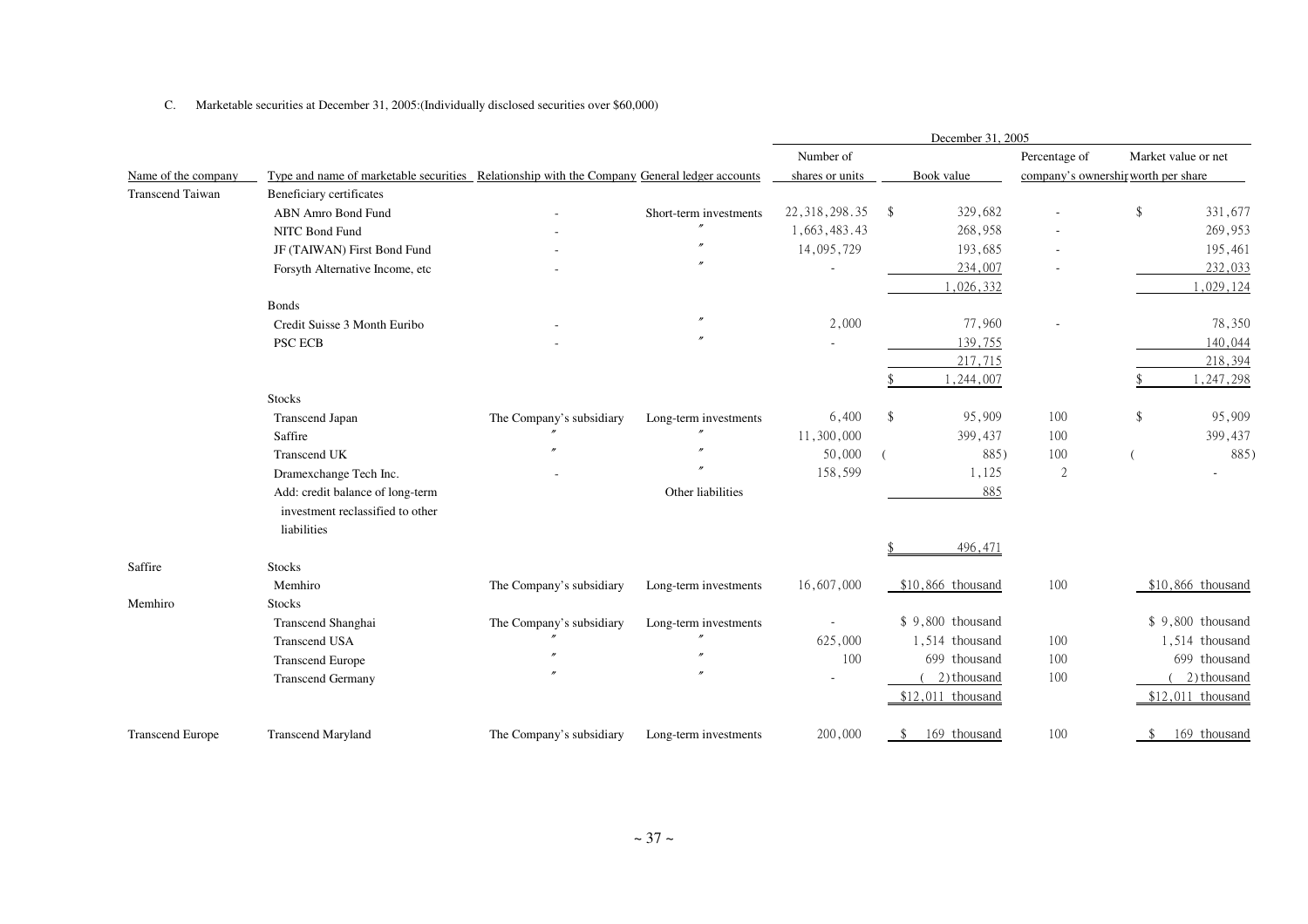C. Marketable securities at December 31, 2005:(Individually disclosed securities over $60,000)

| Name of the company | Type and name of marketable securities | Relationship with the Company | General ledger accounts | December 31, 2005 Number of shares or units | Book value | Percentage of company's ownership | Market value or net worth per share |
|---|---|---|---|---|---|---|---|
| Transcend Taiwan | Beneficiary certificates | | | | | | |
| | ABN Amro Bond Fund | - | Short-term investments | 22,318,298.35 | $ 329,682 | - | $ 331,677 |
| | NITC Bond Fund | - | 〃 | 1,663,483.43 | 268,958 | - | 269,953 |
| | JF (TAIWAN) First Bond Fund | - | 〃 | 14,095,729 | 193,685 | - | 195,461 |
| | Forsyth Alternative Income, etc | - | 〃 | - | 234,007 | - | 232,033 |
| | | | | | 1,026,332 | | 1,029,124 |
| | Bonds | | | | | | |
| | Credit Suisse 3 Month Euribo | - | 〃 | 2,000 | 77,960 | - | 78,350 |
| | PSC ECB | - | 〃 | - | 139,755 | | 140,044 |
| | | | | | 217,715 | | 218,394 |
| | | | | | $ 1,244,007 | | $ 1,247,298 |
| | Stocks | | | | | | |
| | Transcend Japan | The Company's subsidiary | Long-term investments | 6,400 | $ 95,909 | 100 | $ 95,909 |
| | Saffire | 〃 | 〃 | 11,300,000 | 399,437 | 100 | 399,437 |
| | Transcend UK | 〃 | 〃 | 50,000 | ( 885) | 100 | ( 885) |
| | Dramexchange Tech Inc. | - | 〃 | 158,599 | 1,125 | 2 | - |
| | Add: credit balance of long-term investment reclassified to other liabilities | | Other liabilities | | 885 | | |
| | | | | | $ 496,471 | | |
| Saffire | Stocks | | | | | | |
| | Memhiro | The Company's subsidiary | Long-term investments | 16,607,000 | $10,866 thousand | 100 | $10,866 thousand |
| Memhiro | Stocks | | | | | | |
| | Transcend Shanghai | The Company's subsidiary | Long-term investments | - | $ 9,800 thousand | | $ 9,800 thousand |
| | Transcend USA | 〃 | 〃 | 625,000 | 1,514 thousand | 100 | 1,514 thousand |
| | Transcend Europe | 〃 | 〃 | 100 | 699 thousand | 100 | 699 thousand |
| | Transcend Germany | 〃 | 〃 | - | ( 2) thousand | 100 | ( 2) thousand |
| | | | | | $12,011 thousand | | $12,011 thousand |
| Transcend Europe | Transcend Maryland | The Company's subsidiary | Long-term investments | 200,000 | $ 169 thousand | 100 | $ 169 thousand |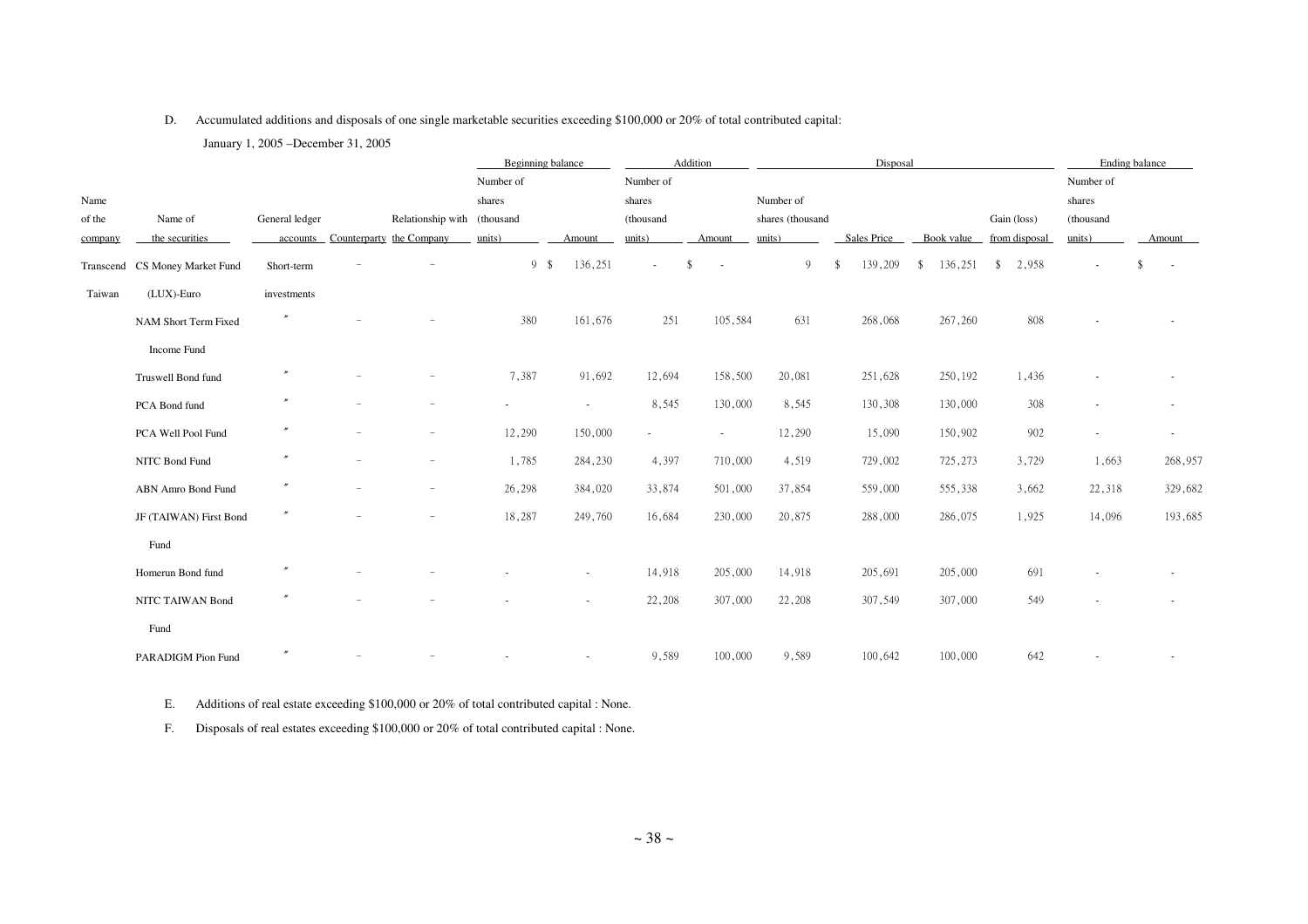D. Accumulated additions and disposals of one single marketable securities exceeding $100,000 or 20% of total contributed capital:

January 1, 2005 –December 31, 2005

| Name of the company | Name of the securities | General ledger accounts | Counterparty | Relationship with the Company | Beginning balance | | Addition | | Disposal | | | | Ending balance | |
|---|---|---|---|---|---|---|---|---|---|---|---|---|---|---|
| | | | | | Number of shares (thousand units) | Amount | Number of shares (thousand units) | Amount | Number of shares (thousand units) | Sales Price | Book value | Gain (loss) from disposal | Number of shares (thousand units) | Amount |
| Transcend Taiwan | CS Money Market Fund (LUX)-Euro | Short-term investments | − | − | 9 | $ 136,251 | - | $ - | 9 | $ 139,209 | $ 136,251 | $ 2,958 | - | $ - |
| | NAM Short Term Fixed Income Fund | 〃 | − | − | 380 | 161,676 | 251 | 105,584 | 631 | 268,068 | 267,260 | 808 | - | - |
| | Truswell Bond fund | 〃 | − | − | 7,387 | 91,692 | 12,694 | 158,500 | 20,081 | 251,628 | 250,192 | 1,436 | - | - |
| | PCA Bond fund | 〃 | − | − | - | - | 8,545 | 130,000 | 8,545 | 130,308 | 130,000 | 308 | - | - |
| | PCA Well Pool Fund | 〃 | − | − | 12,290 | 150,000 | - | - | 12,290 | 15,090 | 150,902 | 902 | - | - |
| | NITC Bond Fund | 〃 | − | − | 1,785 | 284,230 | 4,397 | 710,000 | 4,519 | 729,002 | 725,273 | 3,729 | 1,663 | 268,957 |
| | ABN Amro Bond Fund | 〃 | − | − | 26,298 | 384,020 | 33,874 | 501,000 | 37,854 | 559,000 | 555,338 | 3,662 | 22,318 | 329,682 |
| | JF (TAIWAN) First Bond Fund | 〃 | − | − | 18,287 | 249,760 | 16,684 | 230,000 | 20,875 | 288,000 | 286,075 | 1,925 | 14,096 | 193,685 |
| | Homerun Bond fund | 〃 | − | − | - | - | 14,918 | 205,000 | 14,918 | 205,691 | 205,000 | 691 | - | - |
| | NITC TAIWAN Bond Fund | 〃 | − | − | - | - | 22,208 | 307,000 | 22,208 | 307,549 | 307,000 | 549 | - | - |
| | PARADIGM Pion Fund | 〃 | − | − | - | - | 9,589 | 100,000 | 9,589 | 100,642 | 100,000 | 642 | - | - |

E. Additions of real estate exceeding $100,000 or 20% of total contributed capital : None.

F. Disposals of real estates exceeding $100,000 or 20% of total contributed capital : None.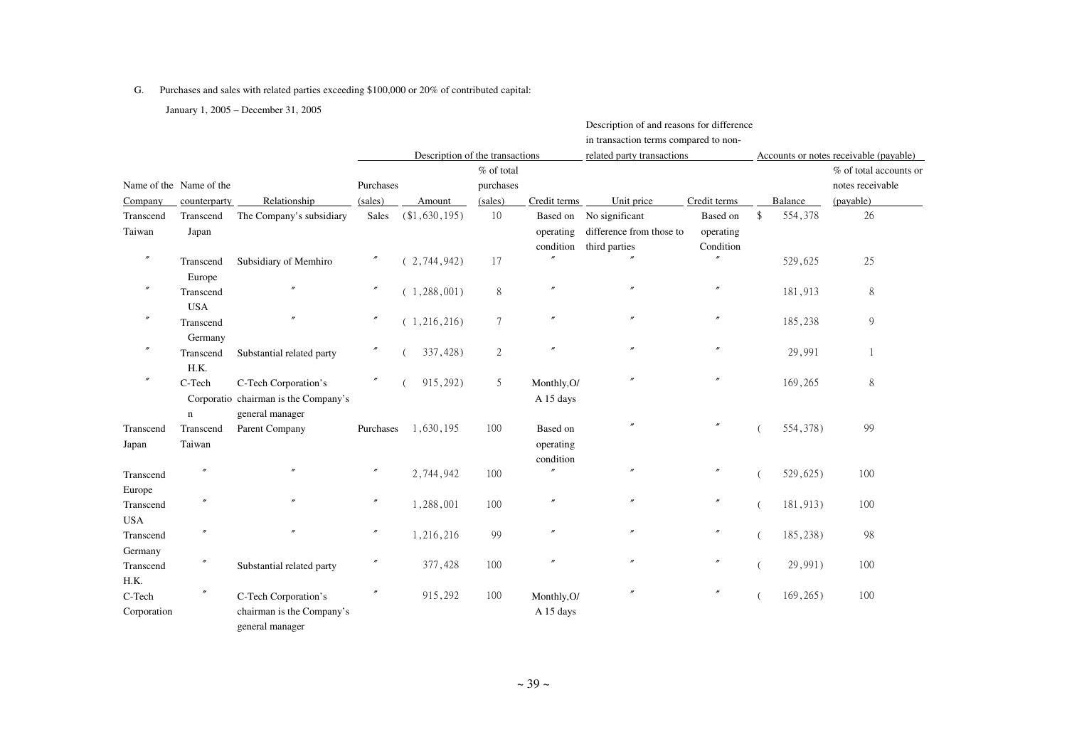G. Purchases and sales with related parties exceeding $100,000 or 20% of contributed capital:

January 1, 2005 – December 31, 2005

| | | | Description of the transactions | | | | Description of and reasons for difference in transaction terms compared to non-related party transactions | | Accounts or notes receivable (payable) | |
|---|---|---|---|---|---|---|---|---|---|---|
| Name of the Company | Name of the counterparty | Relationship | Purchases (sales) | Amount | % of total purchases (sales) | Credit terms | Unit price | Credit terms | Balance | % of total accounts or notes receivable (payable) |
| Transcend Taiwan | Transcend Japan | The Company's subsidiary | Sales | ($1,630,195) | 10 | Based on operating condition | No significant difference from those to third parties | Based on operating Condition | $ 554,378 | 26 |
| 〃 | Transcend Europe | Subsidiary of Memhiro | 〃 | ( 2,744,942) | 17 | 〃 | 〃 | 〃 | 529,625 | 25 |
| 〃 | Transcend USA | 〃 | 〃 | ( 1,288,001) | 8 | 〃 | 〃 | 〃 | 181,913 | 8 |
| 〃 | Transcend Germany | 〃 | 〃 | ( 1,216,216) | 7 | 〃 | 〃 | 〃 | 185,238 | 9 |
| 〃 | Transcend H.K. | Substantial related party | 〃 | ( 337,428) | 2 | 〃 | 〃 | 〃 | 29,991 | 1 |
| 〃 | C-Tech Corporation | C-Tech Corporation's chairman is the Company's general manager | 〃 | ( 915,292) | 5 | Monthly,O/A 15 days | 〃 | 〃 | 169,265 | 8 |
| Transcend Japan | Transcend Taiwan | Parent Company | Purchases | 1,630,195 | 100 | Based on operating condition | 〃 | 〃 | ( 554,378) | 99 |
| Transcend Europe | 〃 | 〃 | 〃 | 2,744,942 | 100 | 〃 | 〃 | 〃 | ( 529,625) | 100 |
| Transcend USA | 〃 | 〃 | 〃 | 1,288,001 | 100 | 〃 | 〃 | 〃 | ( 181,913) | 100 |
| Transcend Germany | 〃 | 〃 | 〃 | 1,216,216 | 99 | 〃 | 〃 | 〃 | ( 185,238) | 98 |
| Transcend H.K. | 〃 | Substantial related party | 〃 | 377,428 | 100 | 〃 | 〃 | 〃 | ( 29,991) | 100 |
| C-Tech Corporation | 〃 | C-Tech Corporation's chairman is the Company's general manager | 〃 | 915,292 | 100 | Monthly,O/A 15 days | 〃 | 〃 | ( 169,265) | 100 |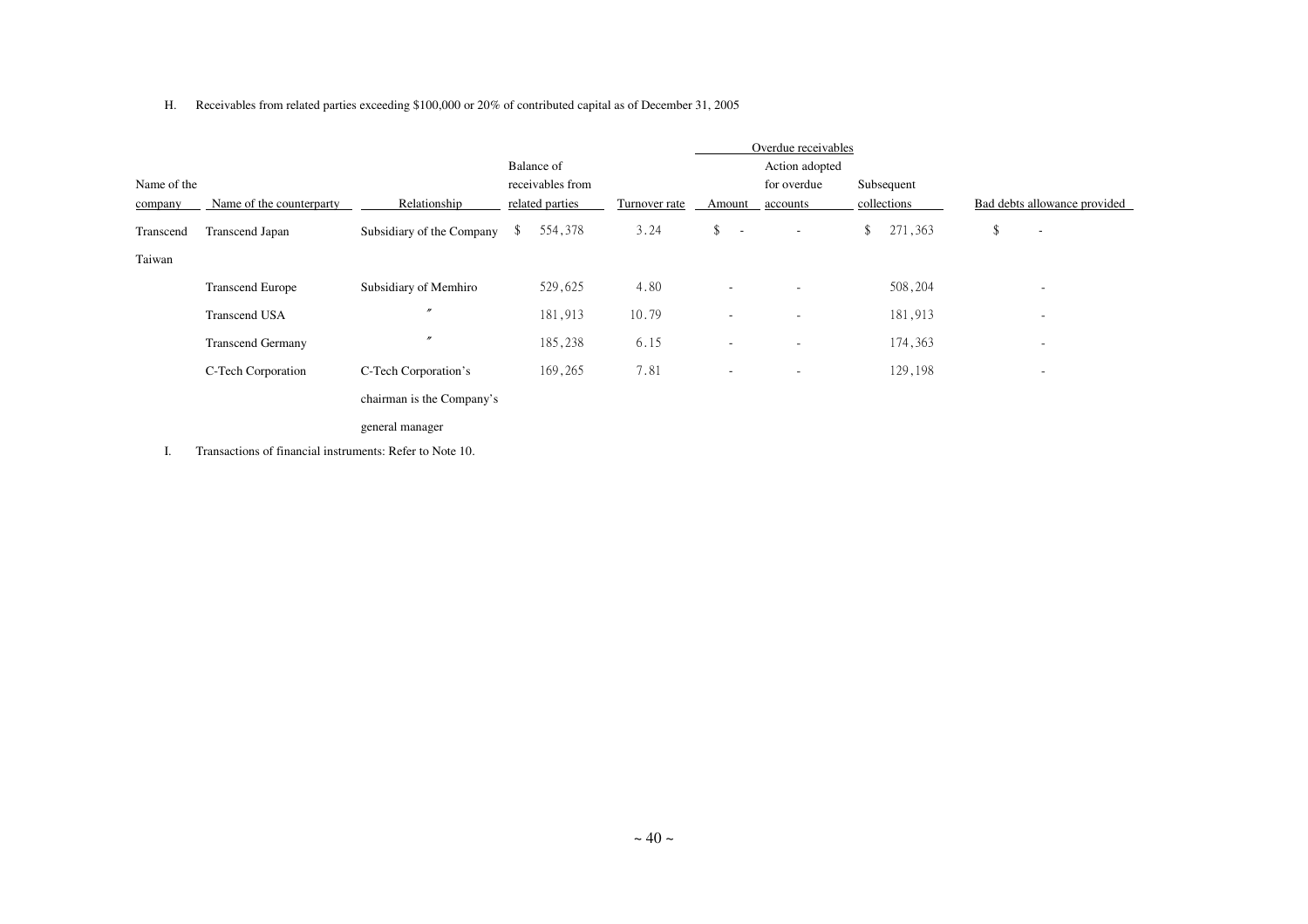H. Receivables from related parties exceeding $100,000 or 20% of contributed capital as of December 31, 2005

| Name of the company | Name of the counterparty | Relationship | Balance of receivables from related parties | Turnover rate | Overdue receivables | | Subsequent collections | Bad debts allowance provided |
|---|---|---|---|---|---|---|---|---|
| | | | | | Amount | Action adopted for overdue accounts | | |
| Transcend Taiwan | Transcend Japan | Subsidiary of the Company | $ 554,378 | 3.24 | $ - | - | $ 271,363 | $ - |
| | Transcend Europe | Subsidiary of Memhiro | 529,625 | 4.80 | - | - | 508,204 | - |
| | Transcend USA | 〃 | 181,913 | 10.79 | - | - | 181,913 | - |
| | Transcend Germany | 〃 | 185,238 | 6.15 | - | - | 174,363 | - |
| | C-Tech Corporation | C-Tech Corporation's chairman is the Company's general manager | 169,265 | 7.81 | - | - | 129,198 | - |

I. Transactions of financial instruments: Refer to Note 10.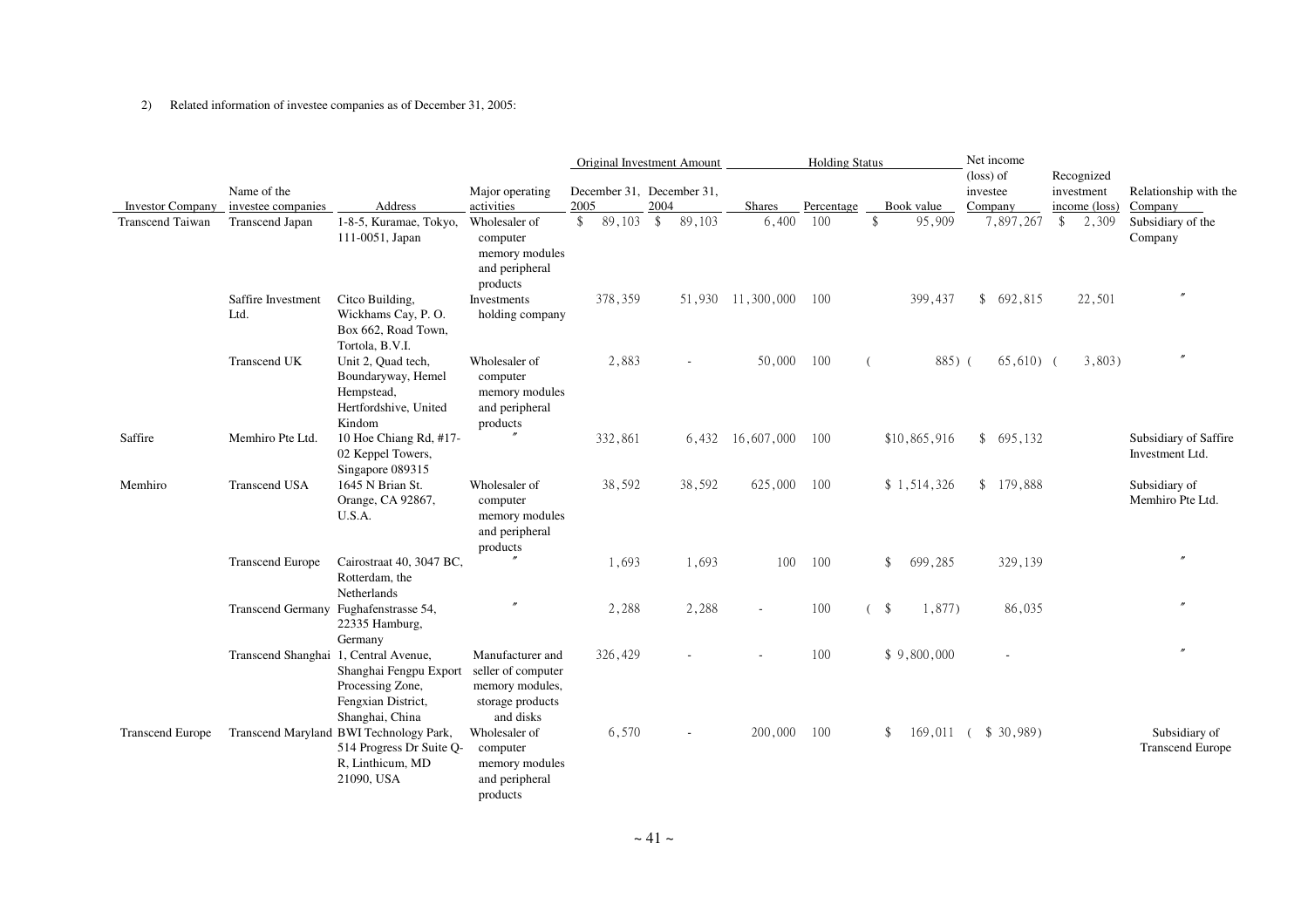2) Related information of investee companies as of December 31, 2005:

| | | | | Original Investment Amount | | Holding Status | | | Net income (loss) of investee Company | Recognized investment income (loss) | Relationship with the Company |
|---|---|---|---|---|---|---|---|---|---|---|---|
| Investor Company | Name of the investee companies | Address | Major operating activities | December 31, 2005 | December 31, 2004 | Shares | Percentage | Book value | | | |
| Transcend Taiwan | Transcend Japan | 1-8-5, Kuramae, Tokyo, 111-0051, Japan | Wholesaler of computer memory modules and peripheral products | $ 89,103 | $ 89,103 | 6,400 | 100 | $ 95,909 | 7,897,267 | $ 2,309 | Subsidiary of the Company |
| | Saffire Investment Ltd. | Citco Building, Wickhams Cay, P. O. Box 662, Road Town, Tortola, B.V.I. | Investments holding company | 378,359 | 51,930 | 11,300,000 | 100 | 399,437 | $ 692,815 | 22,501 | 〃 |
| | Transcend UK | Unit 2, Quad tech, Boundaryway, Hemel Hempstead, Hertfordshive, United Kindom | Wholesaler of computer memory modules and peripheral products | 2,883 | - | 50,000 | 100 | ( 885) | ( 65,610) | ( 3,803) | 〃 |
| Saffire | Memhiro Pte Ltd. | 10 Hoe Chiang Rd, #17-02 Keppel Towers, Singapore 089315 | 〃 | 332,861 | 6,432 | 16,607,000 | 100 | $10,865,916 | $ 695,132 | | Subsidiary of Saffire Investment Ltd. |
| Memhiro | Transcend USA | 1645 N Brian St. Orange, CA 92867, U.S.A. | Wholesaler of computer memory modules and peripheral products | 38,592 | 38,592 | 625,000 | 100 | $ 1,514,326 | $ 179,888 | | Subsidiary of Memhiro Pte Ltd. |
| | Transcend Europe | Cairostraat 40, 3047 BC, Rotterdam, the Netherlands | 〃 | 1,693 | 1,693 | 100 | 100 | $ 699,285 | 329,139 | | 〃 |
| | Transcend Germany | Fughafenstrasse 54, 22335 Hamburg, Germany | 〃 | 2,288 | 2,288 | - | 100 | ( $ 1,877) | 86,035 | | 〃 |
| | Transcend Shanghai | 1, Central Avenue, Shanghai Fengpu Export Processing Zone, Fengxian District, Shanghai, China | Manufacturer and seller of computer memory modules, storage products and disks | 326,429 | - | - | 100 | $ 9,800,000 | - | | 〃 |
| Transcend Europe | Transcend Maryland | BWI Technology Park, 514 Progress Dr Suite Q-R, Linthicum, MD 21090, USA | Wholesaler of computer memory modules and peripheral products | 6,570 | - | 200,000 | 100 | $ 169,011 | ( $ 30,989) | | Subsidiary of Transcend Europe |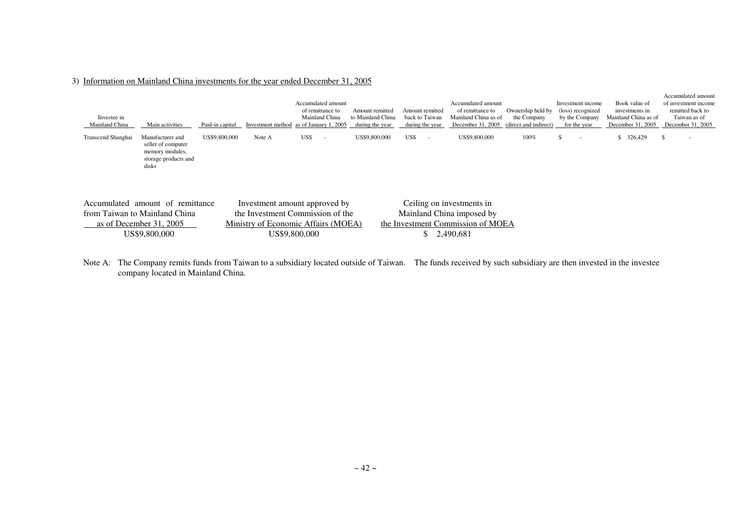3) Information on Mainland China investments for the year ended December 31, 2005

| Investee in Mainland China | Main activities | Paid-in capital | Investment method | Accumulated amount of remittance to Mainland China as of January 1, 2005 | Amount remitted to Mainland China during the year | Amount remitted back to Taiwan during the year | Accumulated amount of remittance to Mainland China as of December 31, 2005 | Ownership held by the Company (direct and indirect) | Investment income (loss) recognized by the Company for the year | Book value of investments in Mainland China as of December 31, 2005 | Accumulated amount of investment income remitted back to Taiwan as of December 31, 2005 |
|---|---|---|---|---|---|---|---|---|---|---|---|
| Transcend Shanghai | Manufacturer and seller of computer memory modules, storage products and disks | US$9,800,000 | Note A | US$ - | US$9,800,000 | US$ - | US$9,800,000 | 100% | $ - | $ 326,429 | $ - |

| Accumulated amount of remittance from Taiwan to Mainland China as of December 31, 2005 | Investment amount approved by the Investment Commission of the Ministry of Economic Affairs (MOEA) | Ceiling on investments in Mainland China imposed by the Investment Commission of MOEA |
|---|---|---|
| US$9,800,000 | US$9,800,000 | $ 2,490,681 |

Note A: The Company remits funds from Taiwan to a subsidiary located outside of Taiwan. The funds received by such subsidiary are then invested in the investee company located in Mainland China.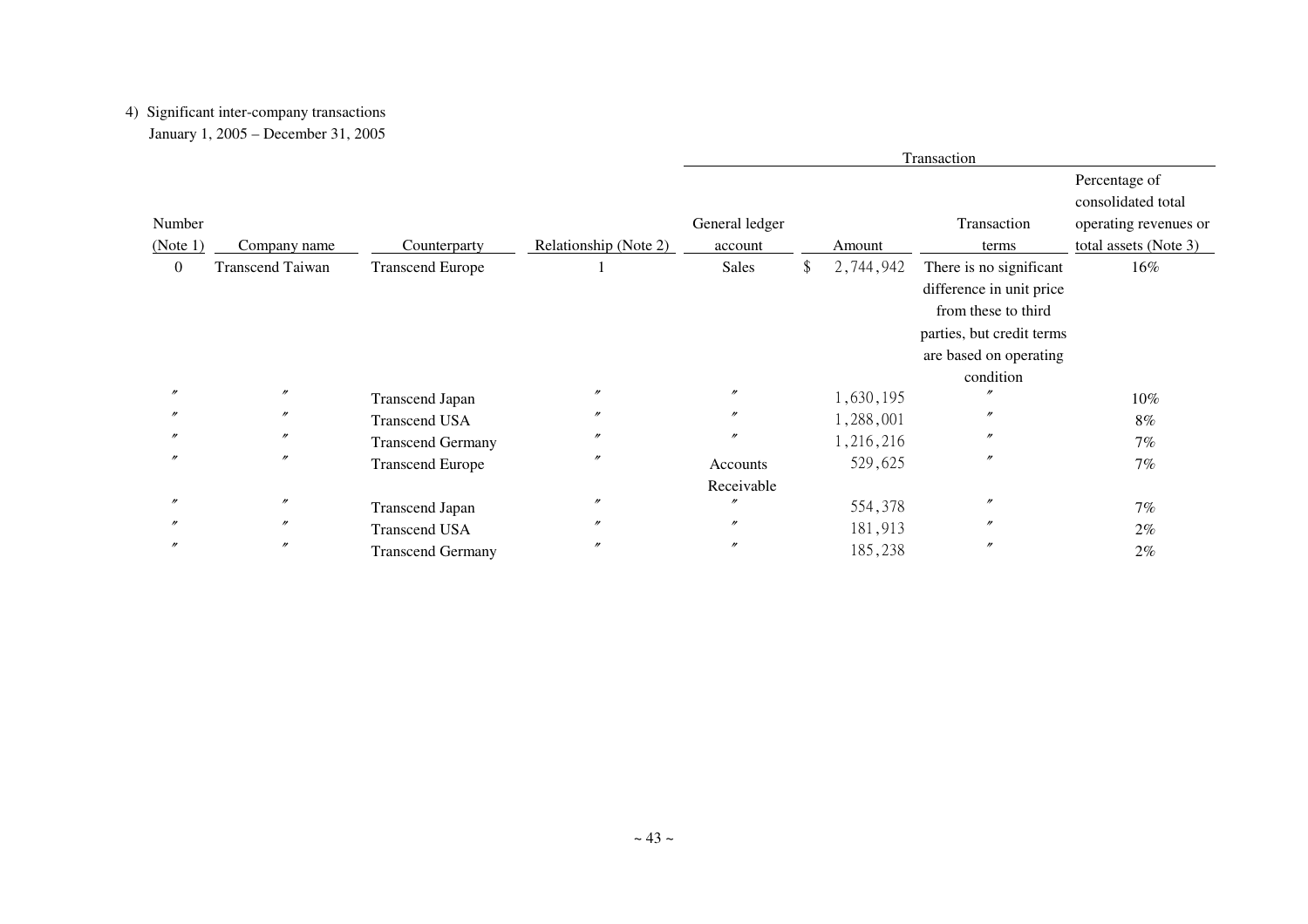4) Significant inter-company transactions

January 1, 2005 – December 31, 2005

| | | | | Transaction | | | |
|---|---|---|---|---|---|---|---|
| Number (Note 1) | Company name | Counterparty | Relationship (Note 2) | General ledger account | Amount | Transaction terms | Percentage of consolidated total operating revenues or total assets (Note 3) |
| 0 | Transcend Taiwan | Transcend Europe | 1 | Sales | $ 2,744,942 | There is no significant difference in unit price from these to third parties, but credit terms are based on operating condition | 16% |
| 〃 | 〃 | Transcend Japan | 〃 | 〃 | 1,630,195 | 〃 | 10% |
| 〃 | 〃 | Transcend USA | 〃 | 〃 | 1,288,001 | 〃 | 8% |
| 〃 | 〃 | Transcend Germany | 〃 | 〃 | 1,216,216 | 〃 | 7% |
| 〃 | 〃 | Transcend Europe | 〃 | Accounts Receivable | 529,625 | 〃 | 7% |
| 〃 | 〃 | Transcend Japan | 〃 | 〃 | 554,378 | 〃 | 7% |
| 〃 | 〃 | Transcend USA | 〃 | 〃 | 181,913 | 〃 | 2% |
| 〃 | 〃 | Transcend Germany | 〃 | 〃 | 185,238 | 〃 | 2% |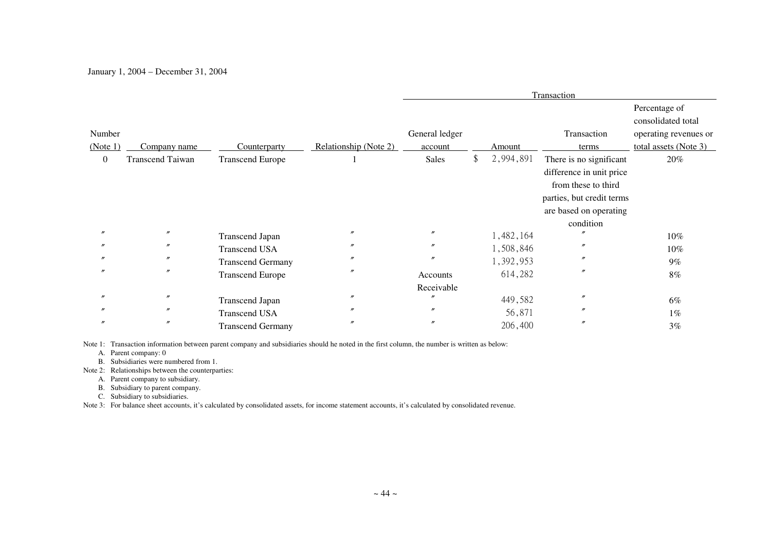January 1, 2004 – December 31, 2004

| Number (Note 1) | Company name | Counterparty | Relationship (Note 2) | Transaction | | | |
|---|---|---|---|---|---|---|---|
| | | | | General ledger account | Amount | Transaction terms | Percentage of consolidated total operating revenues or total assets (Note 3) |
| 0 | Transcend Taiwan | Transcend Europe | 1 | Sales | $ 2,994,891 | There is no significant difference in unit price from these to third parties, but credit terms are based on operating condition | 20% |
| 〃 | 〃 | Transcend Japan | 〃 | 〃 | 1,482,164 | 〃 | 10% |
| 〃 | 〃 | Transcend USA | 〃 | 〃 | 1,508,846 | 〃 | 10% |
| 〃 | 〃 | Transcend Germany | 〃 | 〃 | 1,392,953 | 〃 | 9% |
| 〃 | 〃 | Transcend Europe | 〃 | Accounts Receivable | 614,282 | 〃 | 8% |
| 〃 | 〃 | Transcend Japan | 〃 | 〃 | 449,582 | 〃 | 6% |
| 〃 | 〃 | Transcend USA | 〃 | 〃 | 56,871 | 〃 | 1% |
| 〃 | 〃 | Transcend Germany | 〃 | 〃 | 206,400 | 〃 | 3% |

Note 1: Transaction information between parent company and subsidiaries should he noted in the first column, the number is written as below:

A. Parent company: 0
B. Subsidiaries were numbered from 1.

Note 2: Relationships between the counterparties:

A. Parent company to subsidiary.
B. Subsidiary to parent company.
C. Subsidiary to subsidiaries.

Note 3: For balance sheet accounts, it's calculated by consolidated assets, for income statement accounts, it's calculated by consolidated revenue.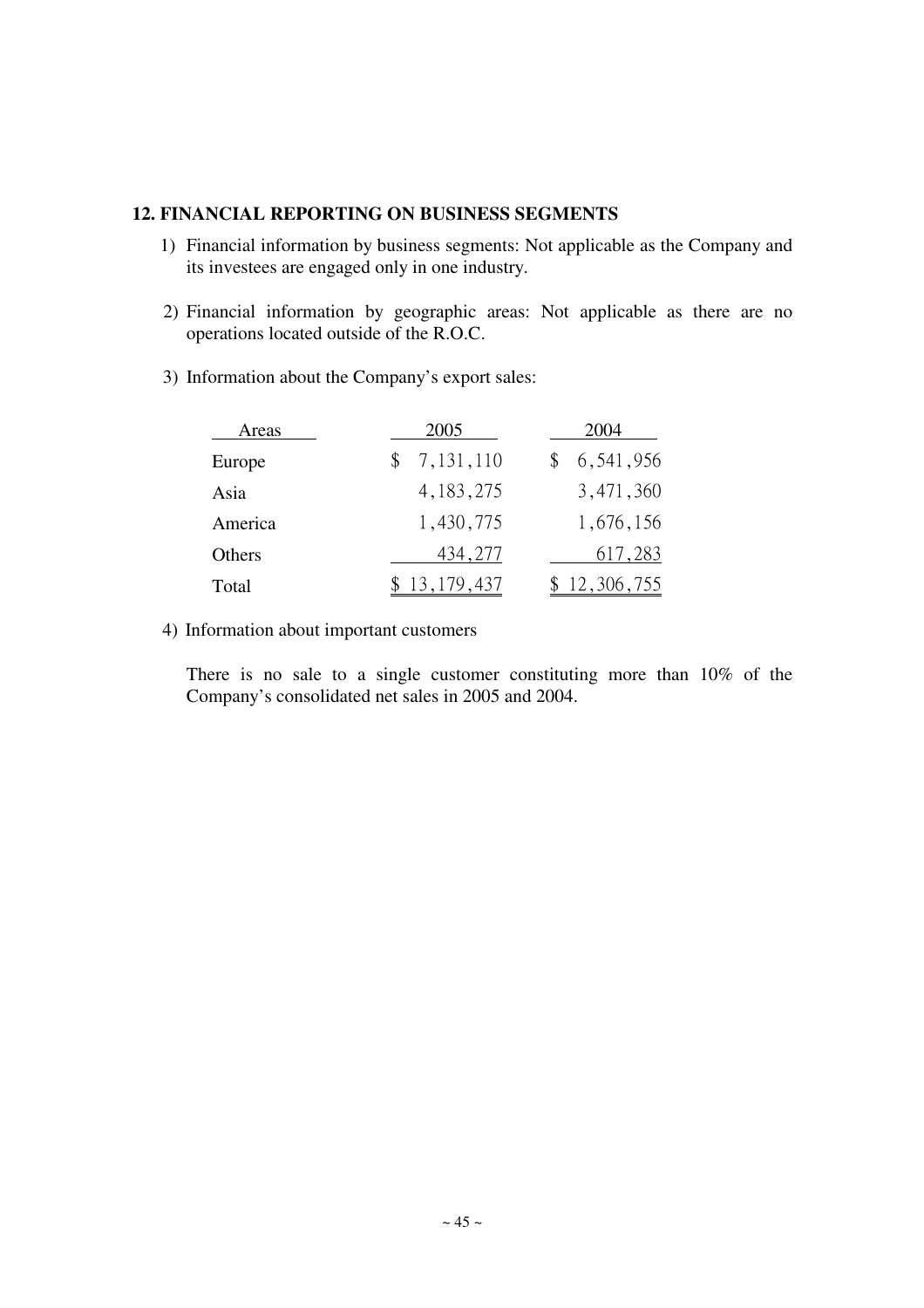## 12. FINANCIAL REPORTING ON BUSINESS SEGMENTS

1) Financial information by business segments: Not applicable as the Company and its investees are engaged only in one industry.

2) Financial information by geographic areas: Not applicable as there are no operations located outside of the R.O.C.

3) Information about the Company's export sales:

| Areas | 2005 | 2004 |
|---|---|---|
| Europe | $ 7,131,110 | $ 6,541,956 |
| Asia | 4,183,275 | 3,471,360 |
| America | 1,430,775 | 1,676,156 |
| Others | 434,277 | 617,283 |
| Total | $ 13,179,437 | $ 12,306,755 |

4) Information about important customers

There is no sale to a single customer constituting more than 10% of the Company's consolidated net sales in 2005 and 2004.